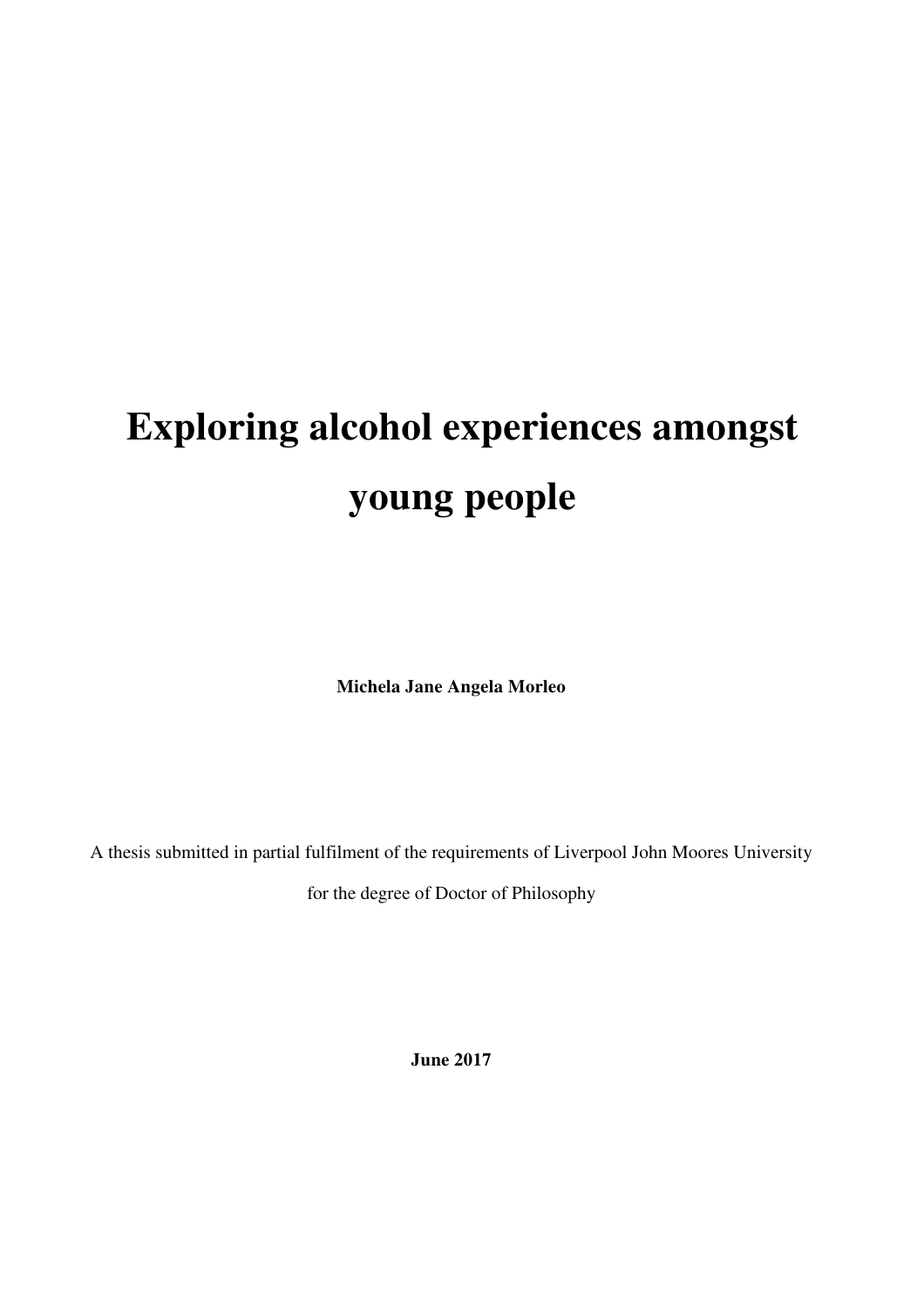# Exploring alcohol experiences amongst young people

**Michela Jane Angela Morleo**

A thesis submitted in partial fulfilment of the requirements of Liverpool John Moores University for the degree of Doctor of Philosophy

**June 2017**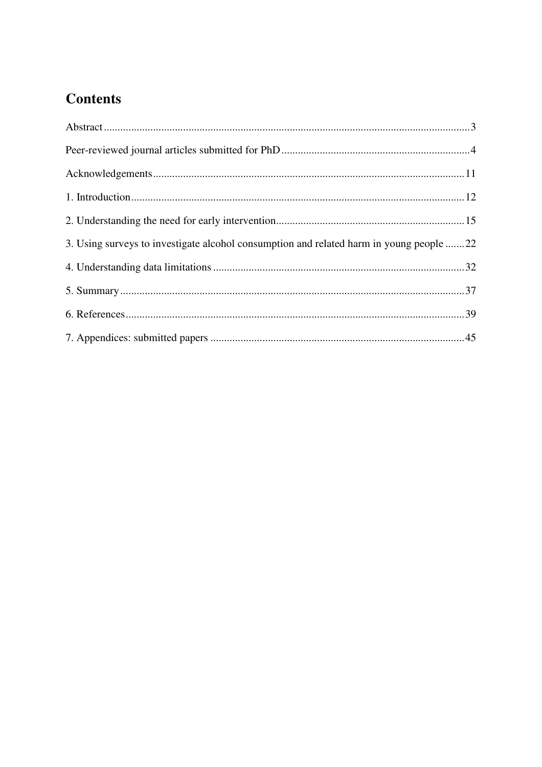## Contents

Abstract ........................................................................................................................3

Peer-reviewed journal articles submitted for PhD ......................................................................4

Acknowledgements .........................................................................................................11

1. Introduction ..................................................................................................................12

2. Understanding the need for early intervention ......................................................................15

3. Using surveys to investigate alcohol consumption and related harm in young people .......22

4. Understanding data limitations ...........................................................................................32

5. Summary ......................................................................................................................37

6. References ....................................................................................................................39

7. Appendices: submitted papers ............................................................................................45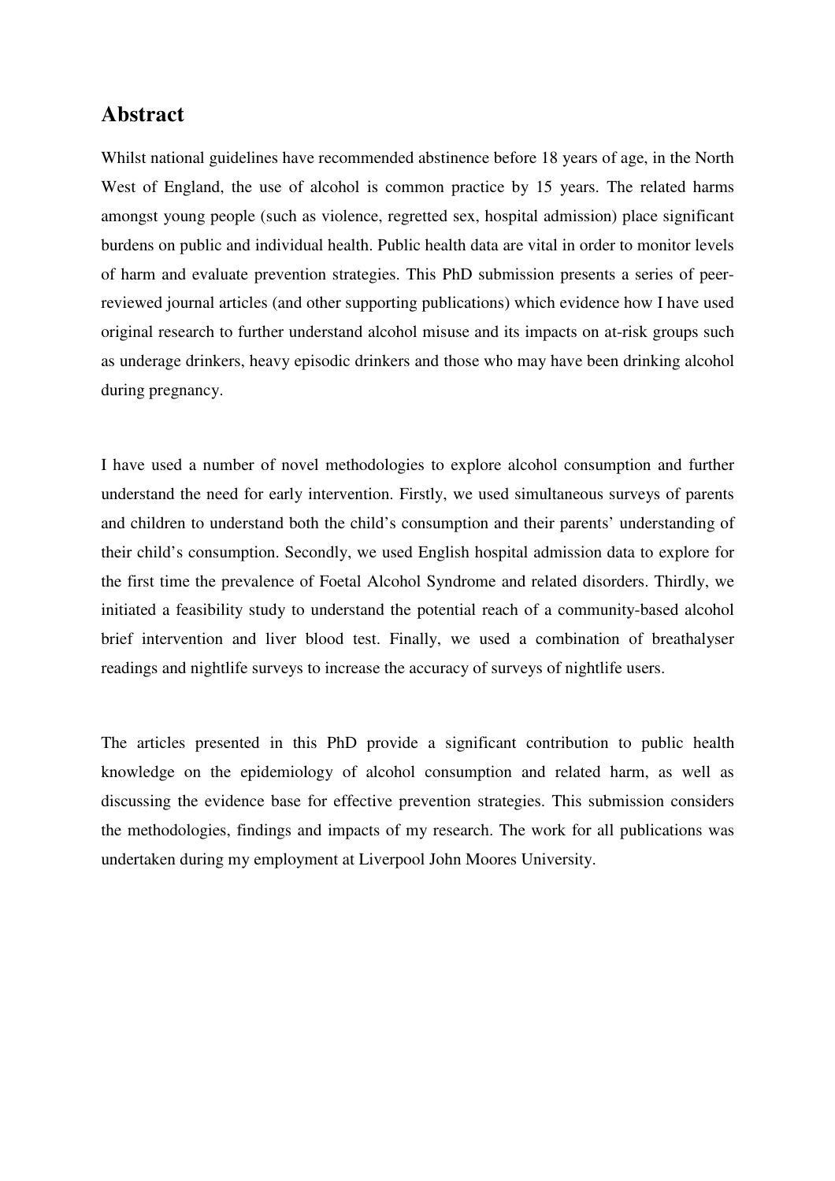## Abstract

Whilst national guidelines have recommended abstinence before 18 years of age, in the North West of England, the use of alcohol is common practice by 15 years. The related harms amongst young people (such as violence, regretted sex, hospital admission) place significant burdens on public and individual health. Public health data are vital in order to monitor levels of harm and evaluate prevention strategies. This PhD submission presents a series of peer-reviewed journal articles (and other supporting publications) which evidence how I have used original research to further understand alcohol misuse and its impacts on at-risk groups such as underage drinkers, heavy episodic drinkers and those who may have been drinking alcohol during pregnancy.

I have used a number of novel methodologies to explore alcohol consumption and further understand the need for early intervention. Firstly, we used simultaneous surveys of parents and children to understand both the child's consumption and their parents' understanding of their child's consumption. Secondly, we used English hospital admission data to explore for the first time the prevalence of Foetal Alcohol Syndrome and related disorders. Thirdly, we initiated a feasibility study to understand the potential reach of a community-based alcohol brief intervention and liver blood test. Finally, we used a combination of breathalyser readings and nightlife surveys to increase the accuracy of surveys of nightlife users.

The articles presented in this PhD provide a significant contribution to public health knowledge on the epidemiology of alcohol consumption and related harm, as well as discussing the evidence base for effective prevention strategies. This submission considers the methodologies, findings and impacts of my research. The work for all publications was undertaken during my employment at Liverpool John Moores University.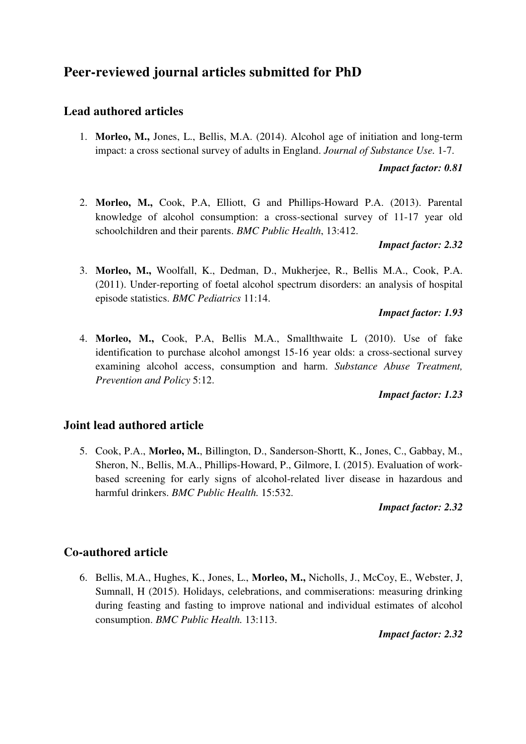## Peer-reviewed journal articles submitted for PhD

### Lead authored articles

1. **Morleo, M.,** Jones, L., Bellis, M.A. (2014). Alcohol age of initiation and long-term impact: a cross sectional survey of adults in England. *Journal of Substance Use.* 1-7.

   ***Impact factor: 0.81***

2. **Morleo, M.,** Cook, P.A, Elliott, G and Phillips-Howard P.A. (2013). Parental knowledge of alcohol consumption: a cross-sectional survey of 11-17 year old schoolchildren and their parents. *BMC Public Health*, 13:412.

   ***Impact factor: 2.32***

3. **Morleo, M.,** Woolfall, K., Dedman, D., Mukherjee, R., Bellis M.A., Cook, P.A. (2011). Under-reporting of foetal alcohol spectrum disorders: an analysis of hospital episode statistics. *BMC Pediatrics* 11:14.

   ***Impact factor: 1.93***

4. **Morleo, M.,** Cook, P.A, Bellis M.A., Smallthwaite L (2010). Use of fake identification to purchase alcohol amongst 15-16 year olds: a cross-sectional survey examining alcohol access, consumption and harm. *Substance Abuse Treatment, Prevention and Policy* 5:12.

   ***Impact factor: 1.23***

### Joint lead authored article

5. Cook, P.A., **Morleo, M.**, Billington, D., Sanderson-Shortt, K., Jones, C., Gabbay, M., Sheron, N., Bellis, M.A., Phillips-Howard, P., Gilmore, I. (2015). Evaluation of work-based screening for early signs of alcohol-related liver disease in hazardous and harmful drinkers. *BMC Public Health.* 15:532.

   ***Impact factor: 2.32***

### Co-authored article

6. Bellis, M.A., Hughes, K., Jones, L., **Morleo, M.,** Nicholls, J., McCoy, E., Webster, J, Sumnall, H (2015). Holidays, celebrations, and commiserations: measuring drinking during feasting and fasting to improve national and individual estimates of alcohol consumption. *BMC Public Health.* 13:113.

   ***Impact factor: 2.32***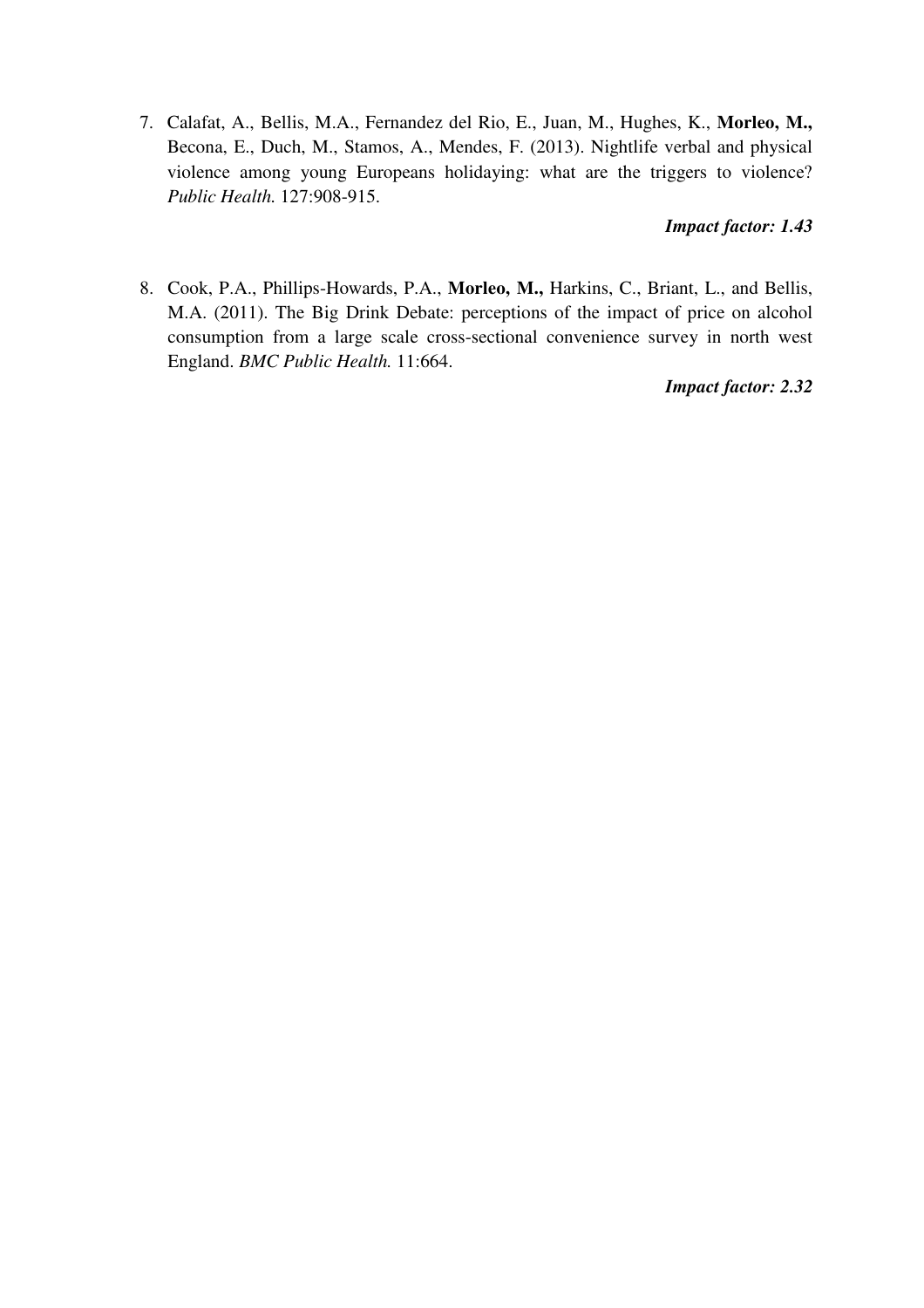7. Calafat, A., Bellis, M.A., Fernandez del Rio, E., Juan, M., Hughes, K., **Morleo, M.,** Becona, E., Duch, M., Stamos, A., Mendes, F. (2013). Nightlife verbal and physical violence among young Europeans holidaying: what are the triggers to violence? *Public Health.* 127:908-915.

   ***Impact factor: 1.43***

8. Cook, P.A., Phillips-Howards, P.A., **Morleo, M.,** Harkins, C., Briant, L., and Bellis, M.A. (2011). The Big Drink Debate: perceptions of the impact of price on alcohol consumption from a large scale cross-sectional convenience survey in north west England. *BMC Public Health.* 11:664.

   ***Impact factor: 2.32***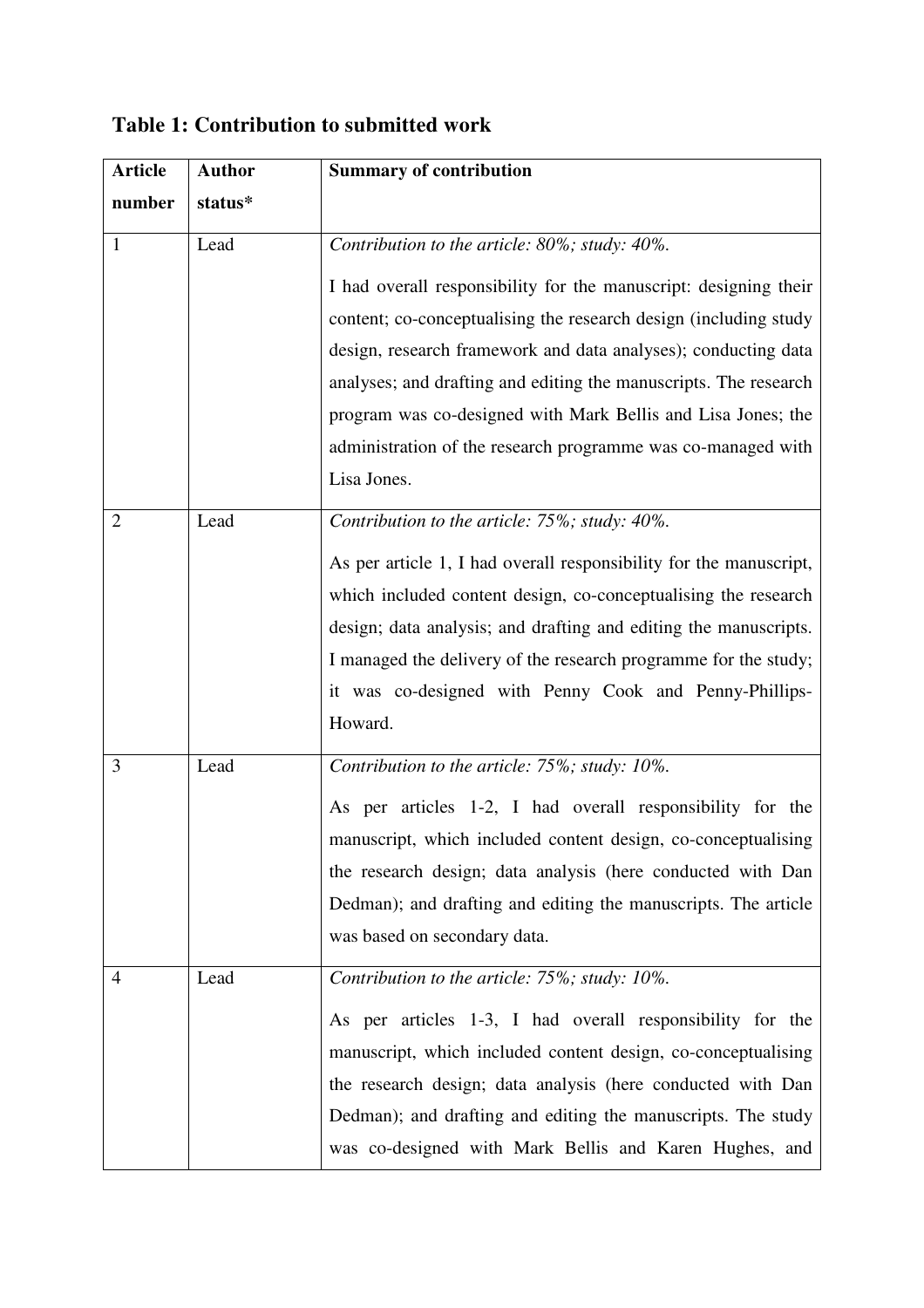**Table 1: Contribution to submitted work**

| Article number | Author status* | Summary of contribution |
|---|---|---|
| 1 | Lead | *Contribution to the article: 80%; study: 40%.* I had overall responsibility for the manuscript: designing their content; co-conceptualising the research design (including study design, research framework and data analyses); conducting data analyses; and drafting and editing the manuscripts. The research program was co-designed with Mark Bellis and Lisa Jones; the administration of the research programme was co-managed with Lisa Jones. |
| 2 | Lead | *Contribution to the article: 75%; study: 40%.* As per article 1, I had overall responsibility for the manuscript, which included content design, co-conceptualising the research design; data analysis; and drafting and editing the manuscripts. I managed the delivery of the research programme for the study; it was co-designed with Penny Cook and Penny-Phillips-Howard. |
| 3 | Lead | *Contribution to the article: 75%; study: 10%.* As per articles 1-2, I had overall responsibility for the manuscript, which included content design, co-conceptualising the research design; data analysis (here conducted with Dan Dedman); and drafting and editing the manuscripts. The article was based on secondary data. |
| 4 | Lead | *Contribution to the article: 75%; study: 10%.* As per articles 1-3, I had overall responsibility for the manuscript, which included content design, co-conceptualising the research design; data analysis (here conducted with Dan Dedman); and drafting and editing the manuscripts. The study was co-designed with Mark Bellis and Karen Hughes, and |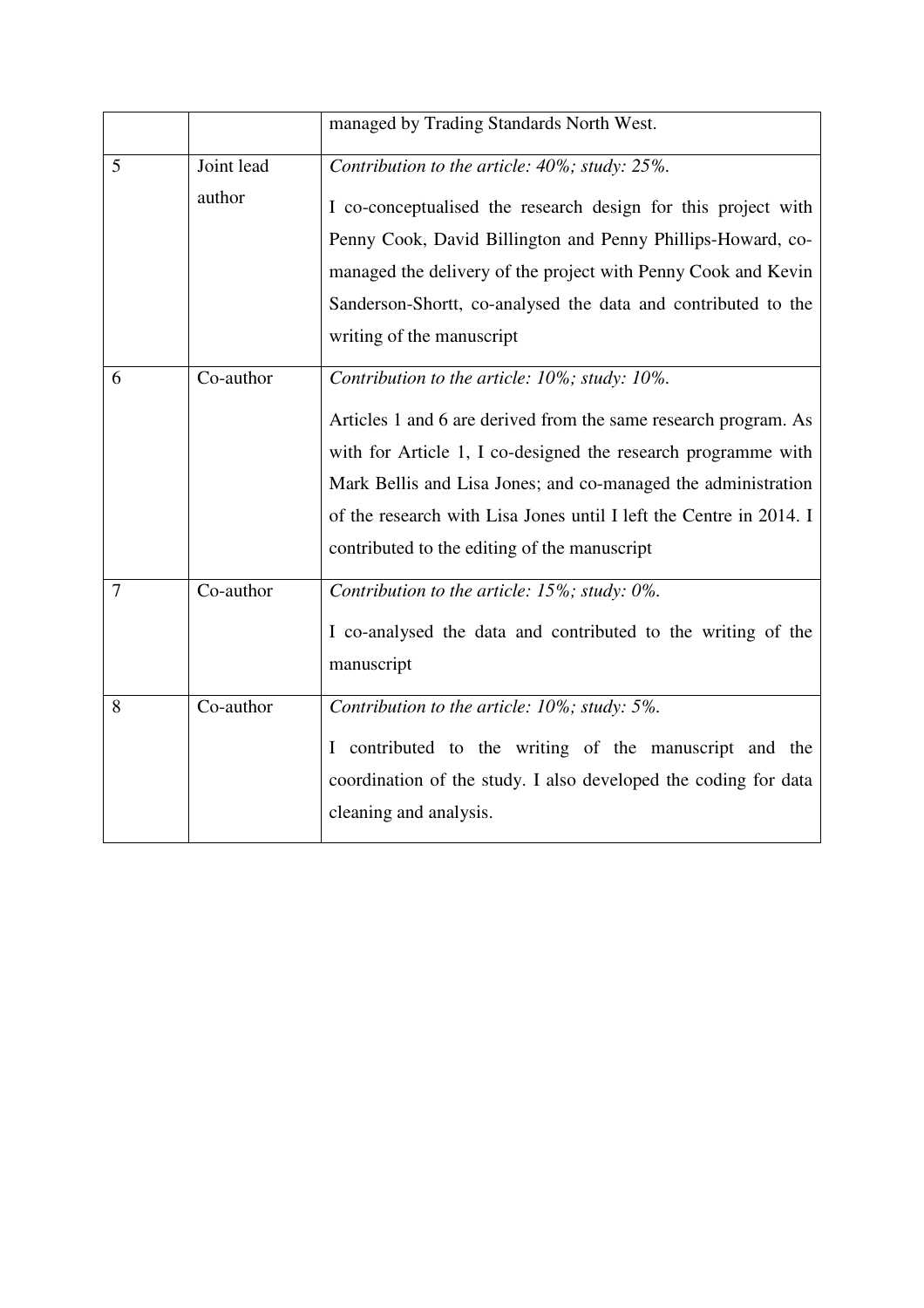|  |  | managed by Trading Standards North West. |
|---|---|---|
| 5 | Joint lead author | *Contribution to the article: 40%; study: 25%.* I co-conceptualised the research design for this project with Penny Cook, David Billington and Penny Phillips-Howard, co-managed the delivery of the project with Penny Cook and Kevin Sanderson-Shortt, co-analysed the data and contributed to the writing of the manuscript |
| 6 | Co-author | *Contribution to the article: 10%; study: 10%.* Articles 1 and 6 are derived from the same research program. As with for Article 1, I co-designed the research programme with Mark Bellis and Lisa Jones; and co-managed the administration of the research with Lisa Jones until I left the Centre in 2014. I contributed to the editing of the manuscript |
| 7 | Co-author | *Contribution to the article: 15%; study: 0%.* I co-analysed the data and contributed to the writing of the manuscript |
| 8 | Co-author | *Contribution to the article: 10%; study: 5%.* I contributed to the writing of the manuscript and the coordination of the study. I also developed the coding for data cleaning and analysis. |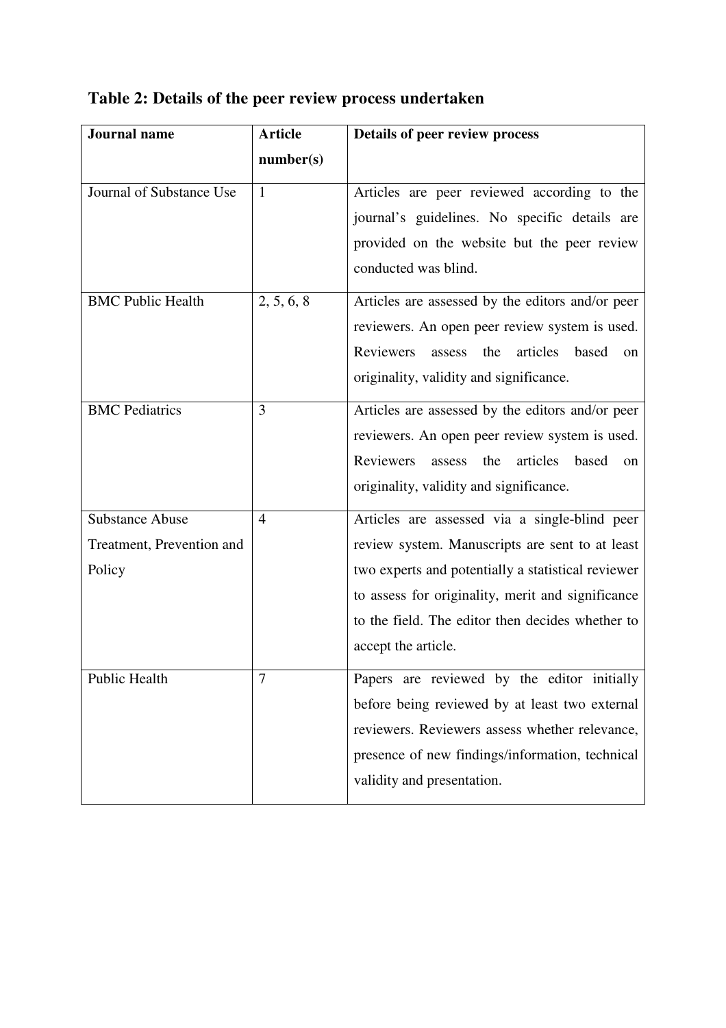**Table 2: Details of the peer review process undertaken**

| Journal name | Article number(s) | Details of peer review process |
|---|---|---|
| Journal of Substance Use | 1 | Articles are peer reviewed according to the journal's guidelines. No specific details are provided on the website but the peer review conducted was blind. |
| BMC Public Health | 2, 5, 6, 8 | Articles are assessed by the editors and/or peer reviewers. An open peer review system is used. Reviewers assess the articles based on originality, validity and significance. |
| BMC Pediatrics | 3 | Articles are assessed by the editors and/or peer reviewers. An open peer review system is used. Reviewers assess the articles based on originality, validity and significance. |
| Substance Abuse Treatment, Prevention and Policy | 4 | Articles are assessed via a single-blind peer review system. Manuscripts are sent to at least two experts and potentially a statistical reviewer to assess for originality, merit and significance to the field. The editor then decides whether to accept the article. |
| Public Health | 7 | Papers are reviewed by the editor initially before being reviewed by at least two external reviewers. Reviewers assess whether relevance, presence of new findings/information, technical validity and presentation. |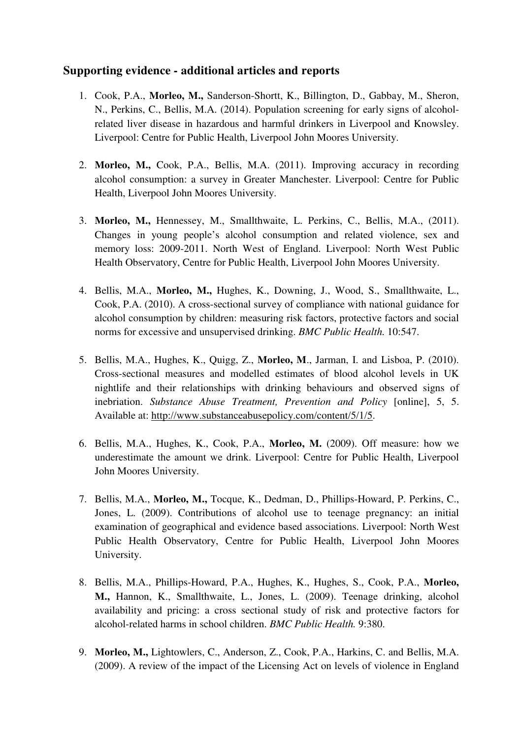## Supporting evidence - additional articles and reports

1. Cook, P.A., **Morleo, M.,** Sanderson-Shortt, K., Billington, D., Gabbay, M., Sheron, N., Perkins, C., Bellis, M.A. (2014). Population screening for early signs of alcohol-related liver disease in hazardous and harmful drinkers in Liverpool and Knowsley. Liverpool: Centre for Public Health, Liverpool John Moores University.

2. **Morleo, M.,** Cook, P.A., Bellis, M.A. (2011). Improving accuracy in recording alcohol consumption: a survey in Greater Manchester. Liverpool: Centre for Public Health, Liverpool John Moores University.

3. **Morleo, M.,** Hennessey, M., Smallthwaite, L. Perkins, C., Bellis, M.A., (2011). Changes in young people's alcohol consumption and related violence, sex and memory loss: 2009-2011. North West of England. Liverpool: North West Public Health Observatory, Centre for Public Health, Liverpool John Moores University.

4. Bellis, M.A., **Morleo, M.,** Hughes, K., Downing, J., Wood, S., Smallthwaite, L., Cook, P.A. (2010). A cross-sectional survey of compliance with national guidance for alcohol consumption by children: measuring risk factors, protective factors and social norms for excessive and unsupervised drinking. *BMC Public Health.* 10:547.

5. Bellis, M.A., Hughes, K., Quigg, Z., **Morleo, M**., Jarman, I. and Lisboa, P. (2010). Cross-sectional measures and modelled estimates of blood alcohol levels in UK nightlife and their relationships with drinking behaviours and observed signs of inebriation. *Substance Abuse Treatment, Prevention and Policy* [online], 5, 5. Available at: http://www.substanceabusepolicy.com/content/5/1/5.

6. Bellis, M.A., Hughes, K., Cook, P.A., **Morleo, M.** (2009). Off measure: how we underestimate the amount we drink. Liverpool: Centre for Public Health, Liverpool John Moores University.

7. Bellis, M.A., **Morleo, M.,** Tocque, K., Dedman, D., Phillips-Howard, P. Perkins, C., Jones, L. (2009). Contributions of alcohol use to teenage pregnancy: an initial examination of geographical and evidence based associations. Liverpool: North West Public Health Observatory, Centre for Public Health, Liverpool John Moores University.

8. Bellis, M.A., Phillips-Howard, P.A., Hughes, K., Hughes, S., Cook, P.A., **Morleo, M.,** Hannon, K., Smallthwaite, L., Jones, L. (2009). Teenage drinking, alcohol availability and pricing: a cross sectional study of risk and protective factors for alcohol-related harms in school children. *BMC Public Health.* 9:380.

9. **Morleo, M.,** Lightowlers, C., Anderson, Z., Cook, P.A., Harkins, C. and Bellis, M.A. (2009). A review of the impact of the Licensing Act on levels of violence in England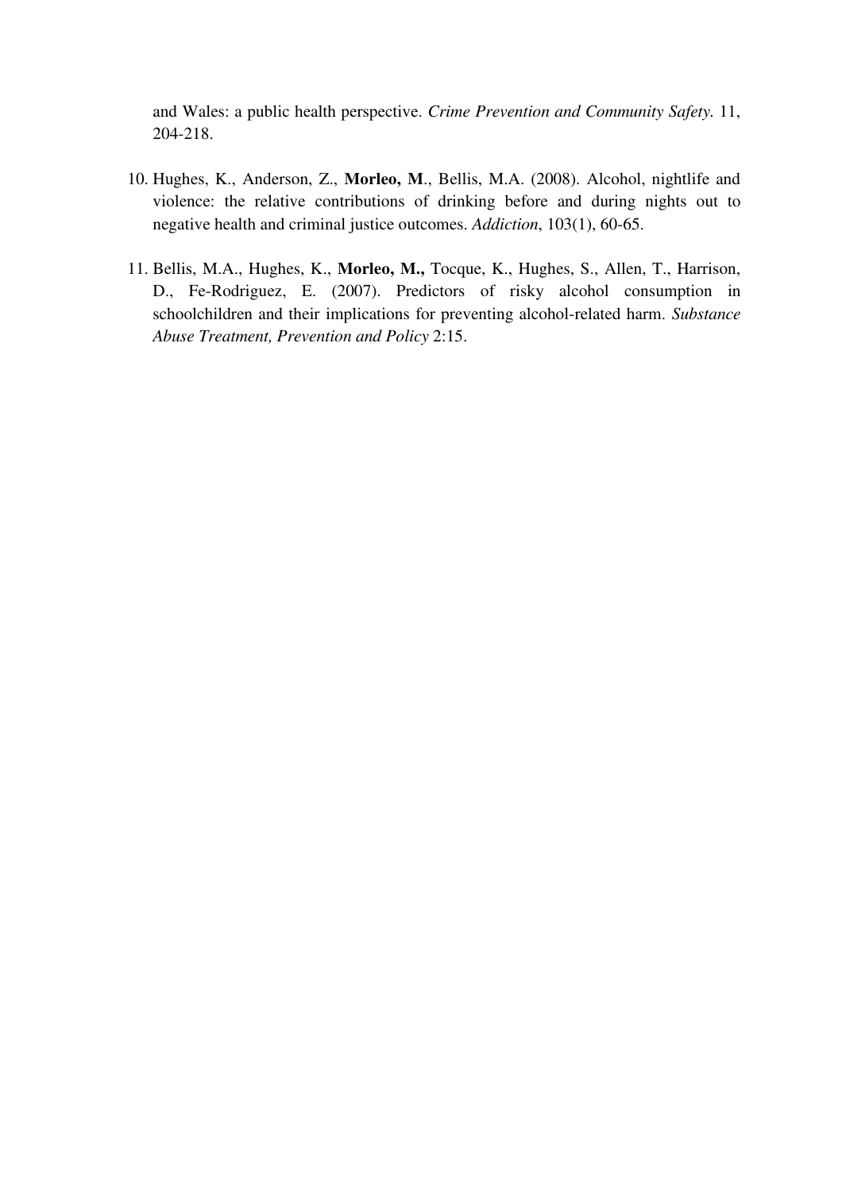and Wales: a public health perspective. *Crime Prevention and Community Safety.* 11, 204-218.

10. Hughes, K., Anderson, Z., **Morleo, M**., Bellis, M.A. (2008). Alcohol, nightlife and violence: the relative contributions of drinking before and during nights out to negative health and criminal justice outcomes. *Addiction*, 103(1), 60-65.

11. Bellis, M.A., Hughes, K., **Morleo, M.,** Tocque, K., Hughes, S., Allen, T., Harrison, D., Fe-Rodriguez, E. (2007). Predictors of risky alcohol consumption in schoolchildren and their implications for preventing alcohol-related harm. *Substance Abuse Treatment, Prevention and Policy* 2:15.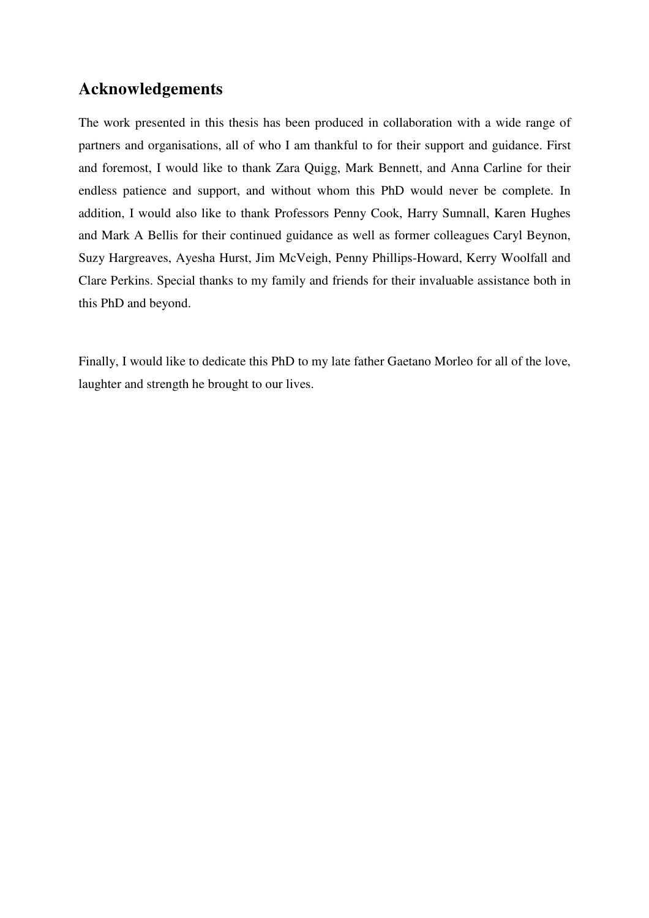## Acknowledgements

The work presented in this thesis has been produced in collaboration with a wide range of partners and organisations, all of who I am thankful to for their support and guidance. First and foremost, I would like to thank Zara Quigg, Mark Bennett, and Anna Carline for their endless patience and support, and without whom this PhD would never be complete. In addition, I would also like to thank Professors Penny Cook, Harry Sumnall, Karen Hughes and Mark A Bellis for their continued guidance as well as former colleagues Caryl Beynon, Suzy Hargreaves, Ayesha Hurst, Jim McVeigh, Penny Phillips-Howard, Kerry Woolfall and Clare Perkins. Special thanks to my family and friends for their invaluable assistance both in this PhD and beyond.

Finally, I would like to dedicate this PhD to my late father Gaetano Morleo for all of the love, laughter and strength he brought to our lives.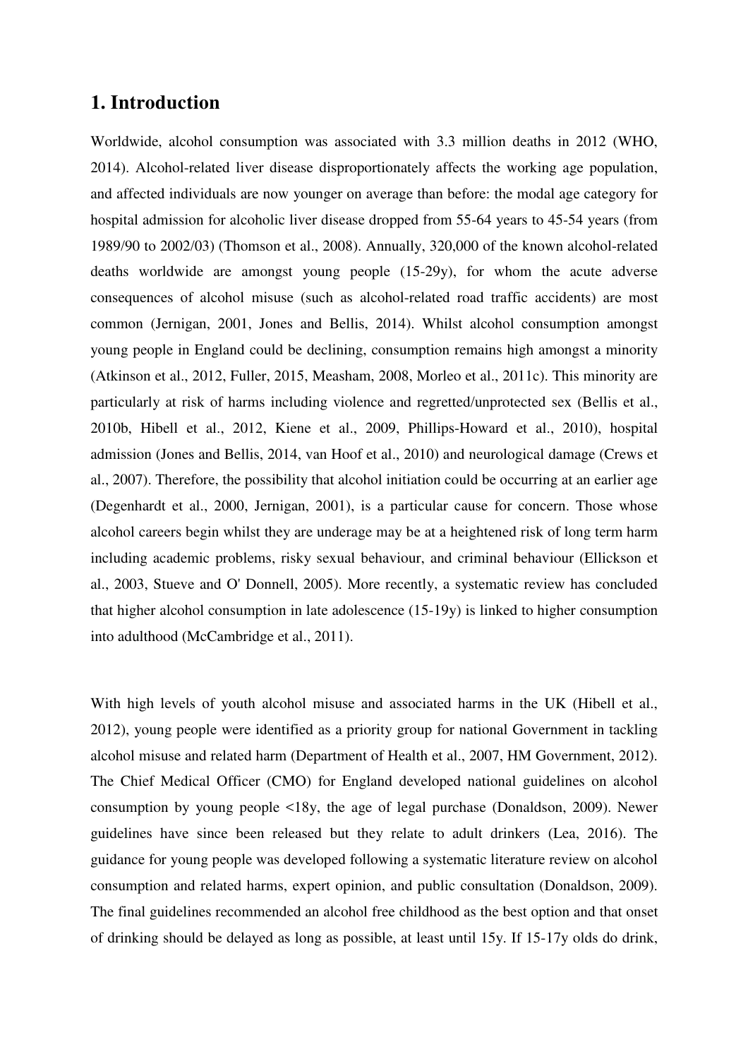# 1. Introduction

Worldwide, alcohol consumption was associated with 3.3 million deaths in 2012 (WHO, 2014). Alcohol-related liver disease disproportionately affects the working age population, and affected individuals are now younger on average than before: the modal age category for hospital admission for alcoholic liver disease dropped from 55-64 years to 45-54 years (from 1989/90 to 2002/03) (Thomson et al., 2008). Annually, 320,000 of the known alcohol-related deaths worldwide are amongst young people (15-29y), for whom the acute adverse consequences of alcohol misuse (such as alcohol-related road traffic accidents) are most common (Jernigan, 2001, Jones and Bellis, 2014). Whilst alcohol consumption amongst young people in England could be declining, consumption remains high amongst a minority (Atkinson et al., 2012, Fuller, 2015, Measham, 2008, Morleo et al., 2011c). This minority are particularly at risk of harms including violence and regretted/unprotected sex (Bellis et al., 2010b, Hibell et al., 2012, Kiene et al., 2009, Phillips-Howard et al., 2010), hospital admission (Jones and Bellis, 2014, van Hoof et al., 2010) and neurological damage (Crews et al., 2007). Therefore, the possibility that alcohol initiation could be occurring at an earlier age (Degenhardt et al., 2000, Jernigan, 2001), is a particular cause for concern. Those whose alcohol careers begin whilst they are underage may be at a heightened risk of long term harm including academic problems, risky sexual behaviour, and criminal behaviour (Ellickson et al., 2003, Stueve and O' Donnell, 2005). More recently, a systematic review has concluded that higher alcohol consumption in late adolescence (15-19y) is linked to higher consumption into adulthood (McCambridge et al., 2011).

With high levels of youth alcohol misuse and associated harms in the UK (Hibell et al., 2012), young people were identified as a priority group for national Government in tackling alcohol misuse and related harm (Department of Health et al., 2007, HM Government, 2012). The Chief Medical Officer (CMO) for England developed national guidelines on alcohol consumption by young people <18y, the age of legal purchase (Donaldson, 2009). Newer guidelines have since been released but they relate to adult drinkers (Lea, 2016). The guidance for young people was developed following a systematic literature review on alcohol consumption and related harms, expert opinion, and public consultation (Donaldson, 2009). The final guidelines recommended an alcohol free childhood as the best option and that onset of drinking should be delayed as long as possible, at least until 15y. If 15-17y olds do drink,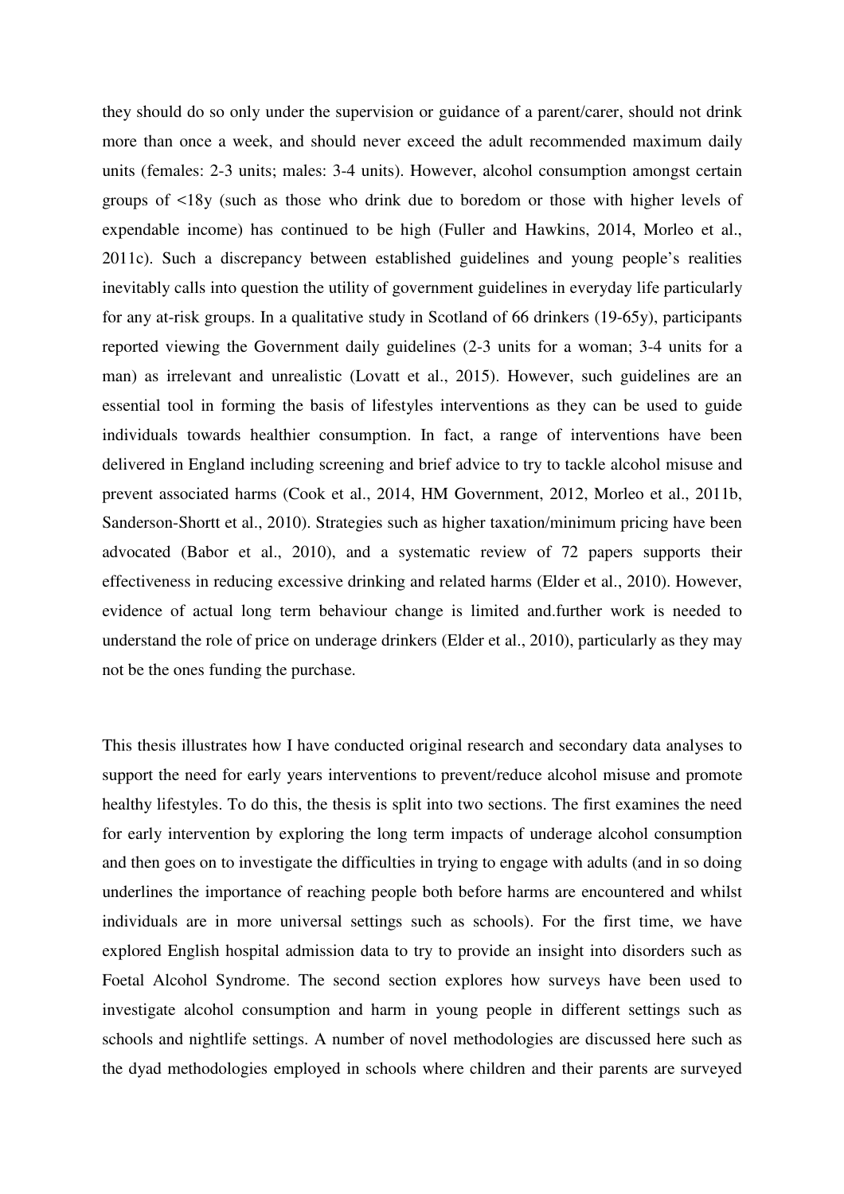they should do so only under the supervision or guidance of a parent/carer, should not drink more than once a week, and should never exceed the adult recommended maximum daily units (females: 2-3 units; males: 3-4 units). However, alcohol consumption amongst certain groups of <18y (such as those who drink due to boredom or those with higher levels of expendable income) has continued to be high (Fuller and Hawkins, 2014, Morleo et al., 2011c). Such a discrepancy between established guidelines and young people's realities inevitably calls into question the utility of government guidelines in everyday life particularly for any at-risk groups. In a qualitative study in Scotland of 66 drinkers (19-65y), participants reported viewing the Government daily guidelines (2-3 units for a woman; 3-4 units for a man) as irrelevant and unrealistic (Lovatt et al., 2015). However, such guidelines are an essential tool in forming the basis of lifestyles interventions as they can be used to guide individuals towards healthier consumption. In fact, a range of interventions have been delivered in England including screening and brief advice to try to tackle alcohol misuse and prevent associated harms (Cook et al., 2014, HM Government, 2012, Morleo et al., 2011b, Sanderson-Shortt et al., 2010). Strategies such as higher taxation/minimum pricing have been advocated (Babor et al., 2010), and a systematic review of 72 papers supports their effectiveness in reducing excessive drinking and related harms (Elder et al., 2010). However, evidence of actual long term behaviour change is limited and.further work is needed to understand the role of price on underage drinkers (Elder et al., 2010), particularly as they may not be the ones funding the purchase.

This thesis illustrates how I have conducted original research and secondary data analyses to support the need for early years interventions to prevent/reduce alcohol misuse and promote healthy lifestyles. To do this, the thesis is split into two sections. The first examines the need for early intervention by exploring the long term impacts of underage alcohol consumption and then goes on to investigate the difficulties in trying to engage with adults (and in so doing underlines the importance of reaching people both before harms are encountered and whilst individuals are in more universal settings such as schools). For the first time, we have explored English hospital admission data to try to provide an insight into disorders such as Foetal Alcohol Syndrome. The second section explores how surveys have been used to investigate alcohol consumption and harm in young people in different settings such as schools and nightlife settings. A number of novel methodologies are discussed here such as the dyad methodologies employed in schools where children and their parents are surveyed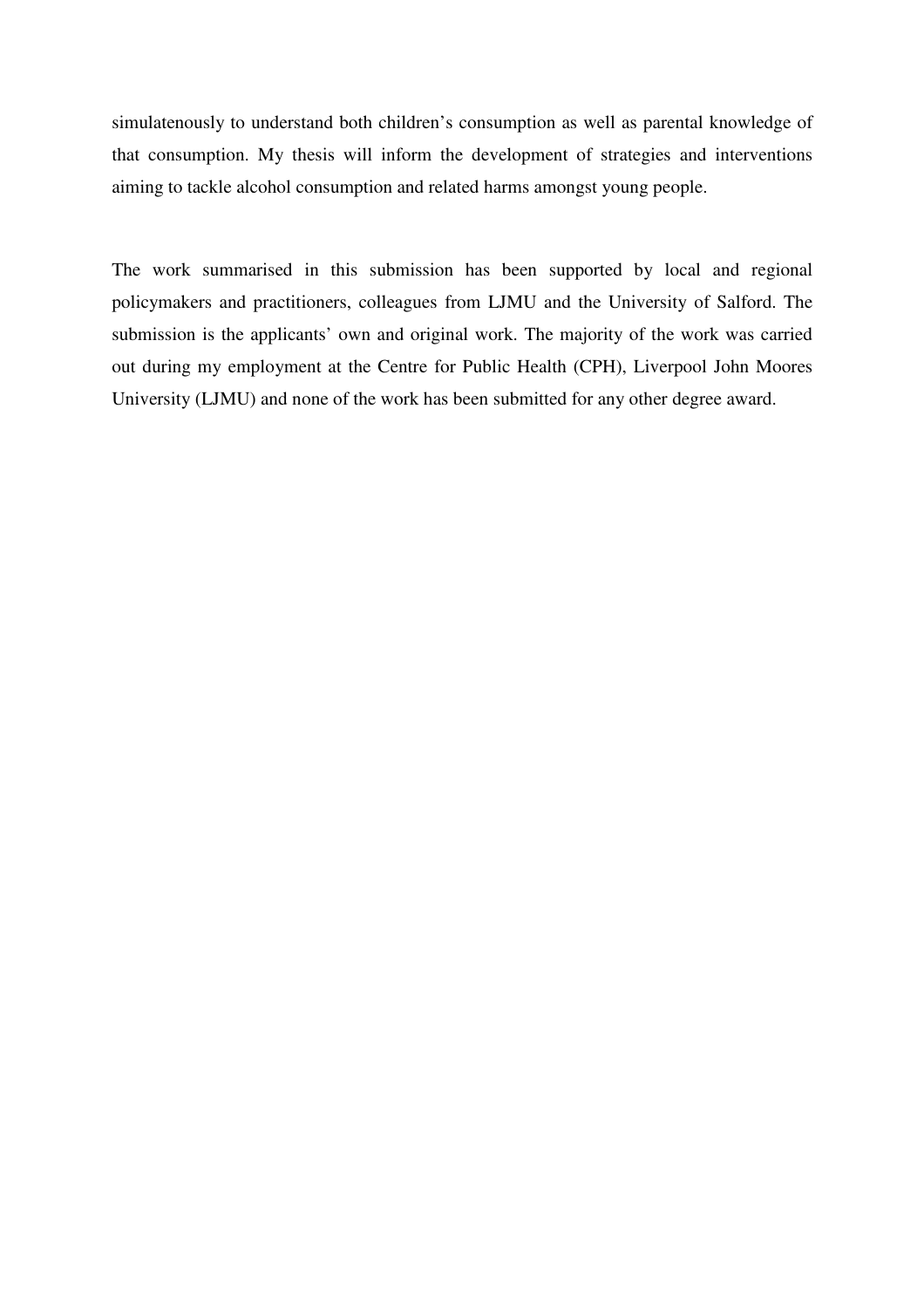simulatenously to understand both children's consumption as well as parental knowledge of that consumption. My thesis will inform the development of strategies and interventions aiming to tackle alcohol consumption and related harms amongst young people.

The work summarised in this submission has been supported by local and regional policymakers and practitioners, colleagues from LJMU and the University of Salford. The submission is the applicants' own and original work. The majority of the work was carried out during my employment at the Centre for Public Health (CPH), Liverpool John Moores University (LJMU) and none of the work has been submitted for any other degree award.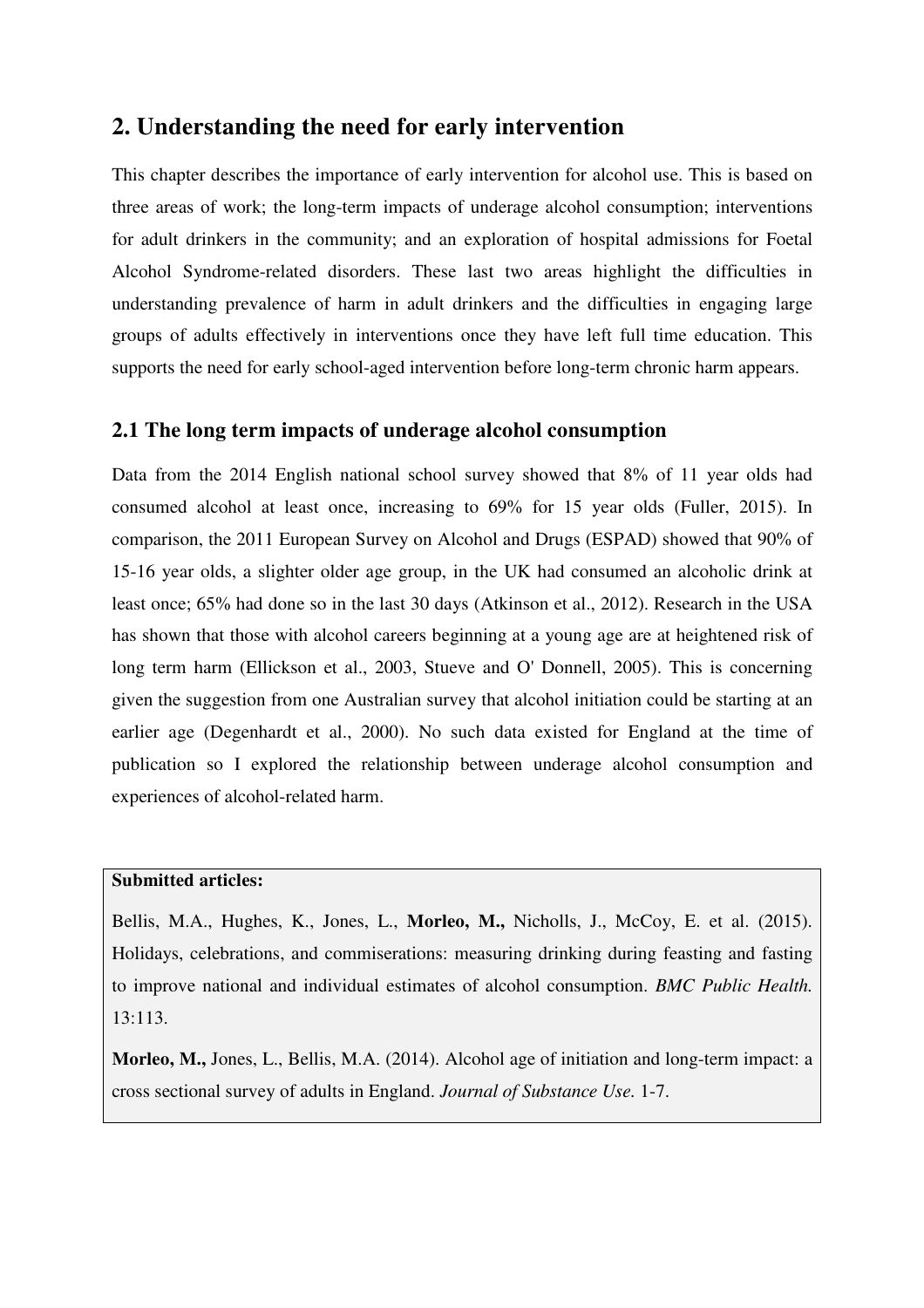## 2. Understanding the need for early intervention

This chapter describes the importance of early intervention for alcohol use. This is based on three areas of work; the long-term impacts of underage alcohol consumption; interventions for adult drinkers in the community; and an exploration of hospital admissions for Foetal Alcohol Syndrome-related disorders. These last two areas highlight the difficulties in understanding prevalence of harm in adult drinkers and the difficulties in engaging large groups of adults effectively in interventions once they have left full time education. This supports the need for early school-aged intervention before long-term chronic harm appears.

### 2.1 The long term impacts of underage alcohol consumption

Data from the 2014 English national school survey showed that 8% of 11 year olds had consumed alcohol at least once, increasing to 69% for 15 year olds (Fuller, 2015). In comparison, the 2011 European Survey on Alcohol and Drugs (ESPAD) showed that 90% of 15-16 year olds, a slighter older age group, in the UK had consumed an alcoholic drink at least once; 65% had done so in the last 30 days (Atkinson et al., 2012). Research in the USA has shown that those with alcohol careers beginning at a young age are at heightened risk of long term harm (Ellickson et al., 2003, Stueve and O' Donnell, 2005). This is concerning given the suggestion from one Australian survey that alcohol initiation could be starting at an earlier age (Degenhardt et al., 2000). No such data existed for England at the time of publication so I explored the relationship between underage alcohol consumption and experiences of alcohol-related harm.

**Submitted articles:**

Bellis, M.A., Hughes, K., Jones, L., **Morleo, M.,** Nicholls, J., McCoy, E. et al. (2015). Holidays, celebrations, and commiserations: measuring drinking during feasting and fasting to improve national and individual estimates of alcohol consumption. *BMC Public Health.* 13:113.

**Morleo, M.,** Jones, L., Bellis, M.A. (2014). Alcohol age of initiation and long-term impact: a cross sectional survey of adults in England. *Journal of Substance Use.* 1-7.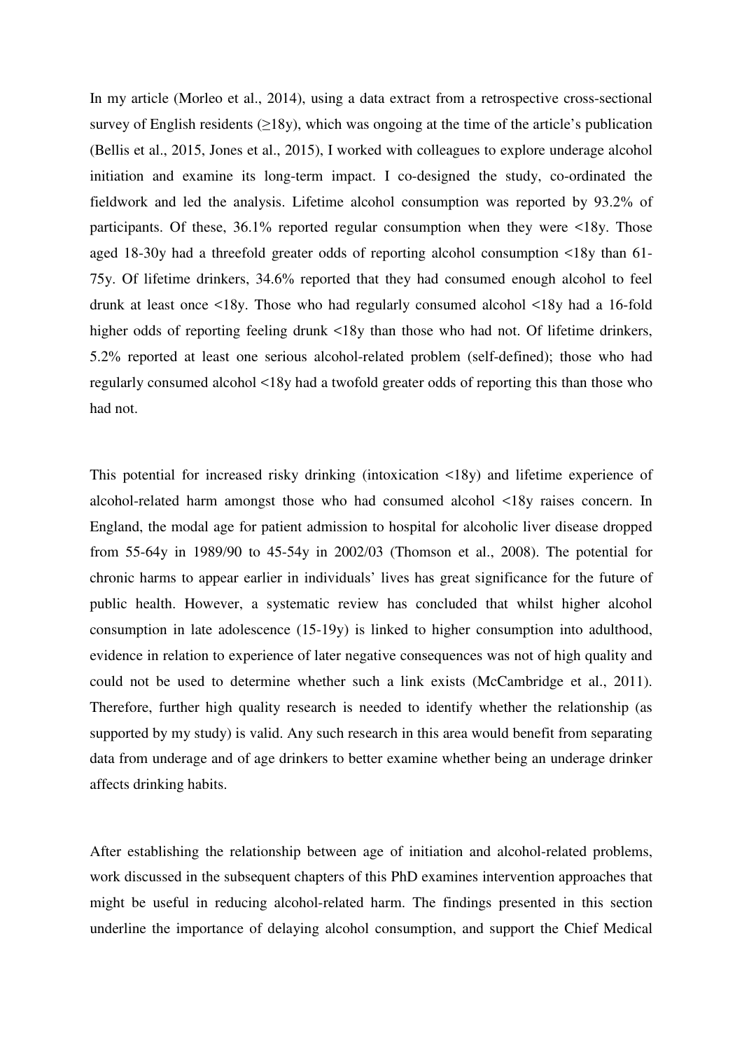In my article (Morleo et al., 2014), using a data extract from a retrospective cross-sectional survey of English residents (≥18y), which was ongoing at the time of the article's publication (Bellis et al., 2015, Jones et al., 2015), I worked with colleagues to explore underage alcohol initiation and examine its long-term impact. I co-designed the study, co-ordinated the fieldwork and led the analysis. Lifetime alcohol consumption was reported by 93.2% of participants. Of these, 36.1% reported regular consumption when they were <18y. Those aged 18-30y had a threefold greater odds of reporting alcohol consumption <18y than 61-75y. Of lifetime drinkers, 34.6% reported that they had consumed enough alcohol to feel drunk at least once <18y. Those who had regularly consumed alcohol <18y had a 16-fold higher odds of reporting feeling drunk <18y than those who had not. Of lifetime drinkers, 5.2% reported at least one serious alcohol-related problem (self-defined); those who had regularly consumed alcohol <18y had a twofold greater odds of reporting this than those who had not.

This potential for increased risky drinking (intoxication <18y) and lifetime experience of alcohol-related harm amongst those who had consumed alcohol <18y raises concern. In England, the modal age for patient admission to hospital for alcoholic liver disease dropped from 55-64y in 1989/90 to 45-54y in 2002/03 (Thomson et al., 2008). The potential for chronic harms to appear earlier in individuals' lives has great significance for the future of public health. However, a systematic review has concluded that whilst higher alcohol consumption in late adolescence (15-19y) is linked to higher consumption into adulthood, evidence in relation to experience of later negative consequences was not of high quality and could not be used to determine whether such a link exists (McCambridge et al., 2011). Therefore, further high quality research is needed to identify whether the relationship (as supported by my study) is valid. Any such research in this area would benefit from separating data from underage and of age drinkers to better examine whether being an underage drinker affects drinking habits.

After establishing the relationship between age of initiation and alcohol-related problems, work discussed in the subsequent chapters of this PhD examines intervention approaches that might be useful in reducing alcohol-related harm. The findings presented in this section underline the importance of delaying alcohol consumption, and support the Chief Medical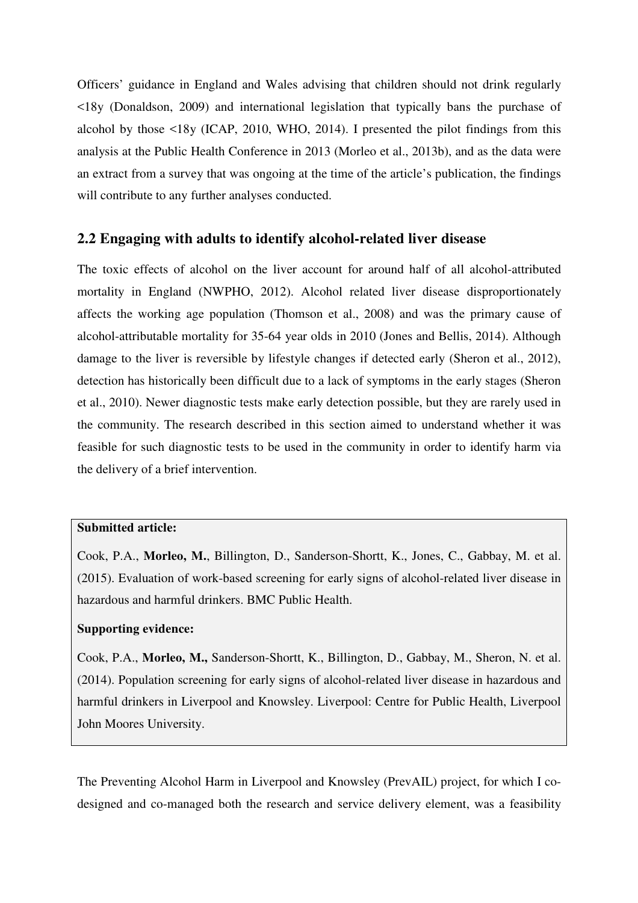Officers' guidance in England and Wales advising that children should not drink regularly <18y (Donaldson, 2009) and international legislation that typically bans the purchase of alcohol by those <18y (ICAP, 2010, WHO, 2014). I presented the pilot findings from this analysis at the Public Health Conference in 2013 (Morleo et al., 2013b), and as the data were an extract from a survey that was ongoing at the time of the article's publication, the findings will contribute to any further analyses conducted.

## 2.2 Engaging with adults to identify alcohol-related liver disease

The toxic effects of alcohol on the liver account for around half of all alcohol-attributed mortality in England (NWPHO, 2012). Alcohol related liver disease disproportionately affects the working age population (Thomson et al., 2008) and was the primary cause of alcohol-attributable mortality for 35-64 year olds in 2010 (Jones and Bellis, 2014). Although damage to the liver is reversible by lifestyle changes if detected early (Sheron et al., 2012), detection has historically been difficult due to a lack of symptoms in the early stages (Sheron et al., 2010). Newer diagnostic tests make early detection possible, but they are rarely used in the community. The research described in this section aimed to understand whether it was feasible for such diagnostic tests to be used in the community in order to identify harm via the delivery of a brief intervention.

**Submitted article:**

Cook, P.A., **Morleo, M.**, Billington, D., Sanderson-Shortt, K., Jones, C., Gabbay, M. et al. (2015). Evaluation of work-based screening for early signs of alcohol-related liver disease in hazardous and harmful drinkers. BMC Public Health.

**Supporting evidence:**

Cook, P.A., **Morleo, M.**, Sanderson-Shortt, K., Billington, D., Gabbay, M., Sheron, N. et al. (2014). Population screening for early signs of alcohol-related liver disease in hazardous and harmful drinkers in Liverpool and Knowsley. Liverpool: Centre for Public Health, Liverpool John Moores University.

The Preventing Alcohol Harm in Liverpool and Knowsley (PrevAIL) project, for which I co-designed and co-managed both the research and service delivery element, was a feasibility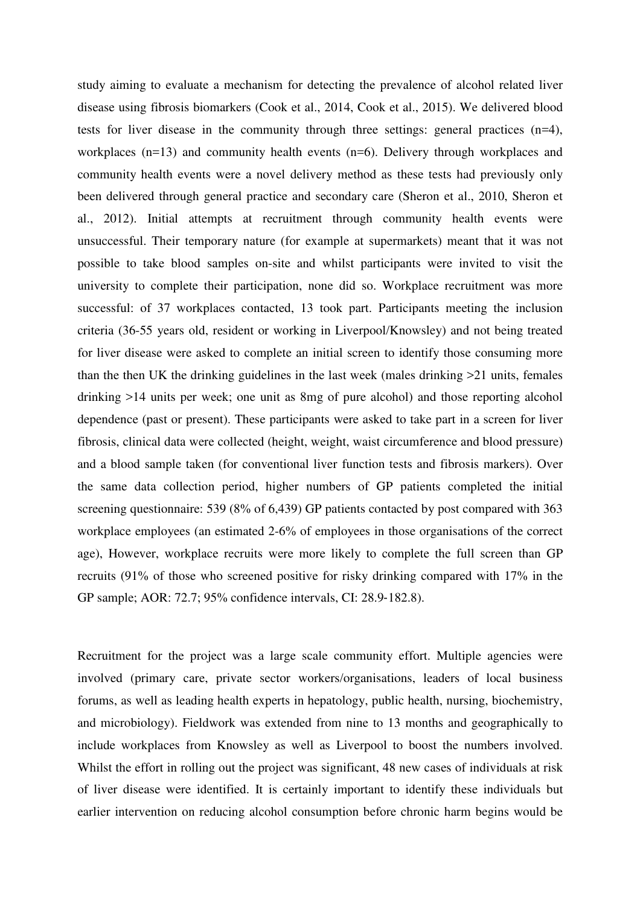study aiming to evaluate a mechanism for detecting the prevalence of alcohol related liver disease using fibrosis biomarkers (Cook et al., 2014, Cook et al., 2015). We delivered blood tests for liver disease in the community through three settings: general practices (n=4), workplaces (n=13) and community health events (n=6). Delivery through workplaces and community health events were a novel delivery method as these tests had previously only been delivered through general practice and secondary care (Sheron et al., 2010, Sheron et al., 2012). Initial attempts at recruitment through community health events were unsuccessful. Their temporary nature (for example at supermarkets) meant that it was not possible to take blood samples on-site and whilst participants were invited to visit the university to complete their participation, none did so. Workplace recruitment was more successful: of 37 workplaces contacted, 13 took part. Participants meeting the inclusion criteria (36-55 years old, resident or working in Liverpool/Knowsley) and not being treated for liver disease were asked to complete an initial screen to identify those consuming more than the then UK the drinking guidelines in the last week (males drinking >21 units, females drinking >14 units per week; one unit as 8mg of pure alcohol) and those reporting alcohol dependence (past or present). These participants were asked to take part in a screen for liver fibrosis, clinical data were collected (height, weight, waist circumference and blood pressure) and a blood sample taken (for conventional liver function tests and fibrosis markers). Over the same data collection period, higher numbers of GP patients completed the initial screening questionnaire: 539 (8% of 6,439) GP patients contacted by post compared with 363 workplace employees (an estimated 2-6% of employees in those organisations of the correct age), However, workplace recruits were more likely to complete the full screen than GP recruits (91% of those who screened positive for risky drinking compared with 17% in the GP sample; AOR: 72.7; 95% confidence intervals, CI: 28.9-182.8).

Recruitment for the project was a large scale community effort. Multiple agencies were involved (primary care, private sector workers/organisations, leaders of local business forums, as well as leading health experts in hepatology, public health, nursing, biochemistry, and microbiology). Fieldwork was extended from nine to 13 months and geographically to include workplaces from Knowsley as well as Liverpool to boost the numbers involved. Whilst the effort in rolling out the project was significant, 48 new cases of individuals at risk of liver disease were identified. It is certainly important to identify these individuals but earlier intervention on reducing alcohol consumption before chronic harm begins would be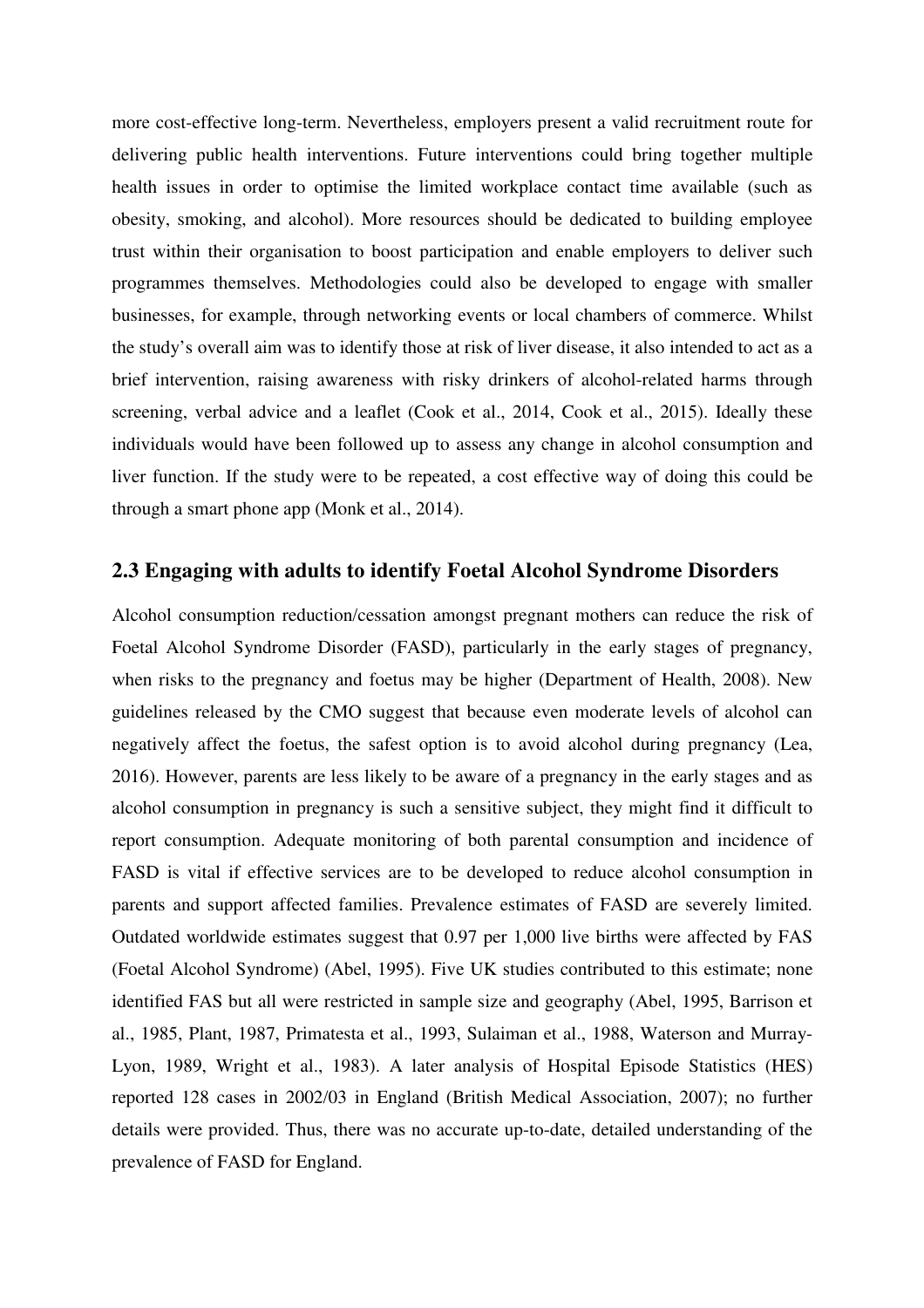more cost-effective long-term. Nevertheless, employers present a valid recruitment route for delivering public health interventions. Future interventions could bring together multiple health issues in order to optimise the limited workplace contact time available (such as obesity, smoking, and alcohol). More resources should be dedicated to building employee trust within their organisation to boost participation and enable employers to deliver such programmes themselves. Methodologies could also be developed to engage with smaller businesses, for example, through networking events or local chambers of commerce. Whilst the study's overall aim was to identify those at risk of liver disease, it also intended to act as a brief intervention, raising awareness with risky drinkers of alcohol-related harms through screening, verbal advice and a leaflet (Cook et al., 2014, Cook et al., 2015). Ideally these individuals would have been followed up to assess any change in alcohol consumption and liver function. If the study were to be repeated, a cost effective way of doing this could be through a smart phone app (Monk et al., 2014).

## 2.3 Engaging with adults to identify Foetal Alcohol Syndrome Disorders

Alcohol consumption reduction/cessation amongst pregnant mothers can reduce the risk of Foetal Alcohol Syndrome Disorder (FASD), particularly in the early stages of pregnancy, when risks to the pregnancy and foetus may be higher (Department of Health, 2008). New guidelines released by the CMO suggest that because even moderate levels of alcohol can negatively affect the foetus, the safest option is to avoid alcohol during pregnancy (Lea, 2016). However, parents are less likely to be aware of a pregnancy in the early stages and as alcohol consumption in pregnancy is such a sensitive subject, they might find it difficult to report consumption. Adequate monitoring of both parental consumption and incidence of FASD is vital if effective services are to be developed to reduce alcohol consumption in parents and support affected families. Prevalence estimates of FASD are severely limited. Outdated worldwide estimates suggest that 0.97 per 1,000 live births were affected by FAS (Foetal Alcohol Syndrome) (Abel, 1995). Five UK studies contributed to this estimate; none identified FAS but all were restricted in sample size and geography (Abel, 1995, Barrison et al., 1985, Plant, 1987, Primatesta et al., 1993, Sulaiman et al., 1988, Waterson and Murray-Lyon, 1989, Wright et al., 1983). A later analysis of Hospital Episode Statistics (HES) reported 128 cases in 2002/03 in England (British Medical Association, 2007); no further details were provided. Thus, there was no accurate up-to-date, detailed understanding of the prevalence of FASD for England.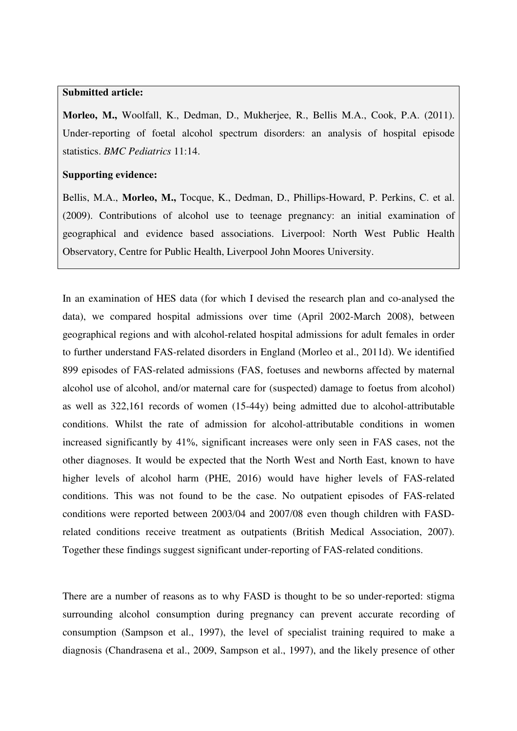**Submitted article:**

**Morleo, M.,** Woolfall, K., Dedman, D., Mukherjee, R., Bellis M.A., Cook, P.A. (2011). Under-reporting of foetal alcohol spectrum disorders: an analysis of hospital episode statistics. *BMC Pediatrics* 11:14.

**Supporting evidence:**

Bellis, M.A., **Morleo, M.,** Tocque, K., Dedman, D., Phillips-Howard, P. Perkins, C. et al. (2009). Contributions of alcohol use to teenage pregnancy: an initial examination of geographical and evidence based associations. Liverpool: North West Public Health Observatory, Centre for Public Health, Liverpool John Moores University.

In an examination of HES data (for which I devised the research plan and co-analysed the data), we compared hospital admissions over time (April 2002-March 2008), between geographical regions and with alcohol-related hospital admissions for adult females in order to further understand FAS-related disorders in England (Morleo et al., 2011d). We identified 899 episodes of FAS-related admissions (FAS, foetuses and newborns affected by maternal alcohol use of alcohol, and/or maternal care for (suspected) damage to foetus from alcohol) as well as 322,161 records of women (15-44y) being admitted due to alcohol-attributable conditions. Whilst the rate of admission for alcohol-attributable conditions in women increased significantly by 41%, significant increases were only seen in FAS cases, not the other diagnoses. It would be expected that the North West and North East, known to have higher levels of alcohol harm (PHE, 2016) would have higher levels of FAS-related conditions. This was not found to be the case. No outpatient episodes of FAS-related conditions were reported between 2003/04 and 2007/08 even though children with FASD-related conditions receive treatment as outpatients (British Medical Association, 2007). Together these findings suggest significant under-reporting of FAS-related conditions.

There are a number of reasons as to why FASD is thought to be so under-reported: stigma surrounding alcohol consumption during pregnancy can prevent accurate recording of consumption (Sampson et al., 1997), the level of specialist training required to make a diagnosis (Chandrasena et al., 2009, Sampson et al., 1997), and the likely presence of other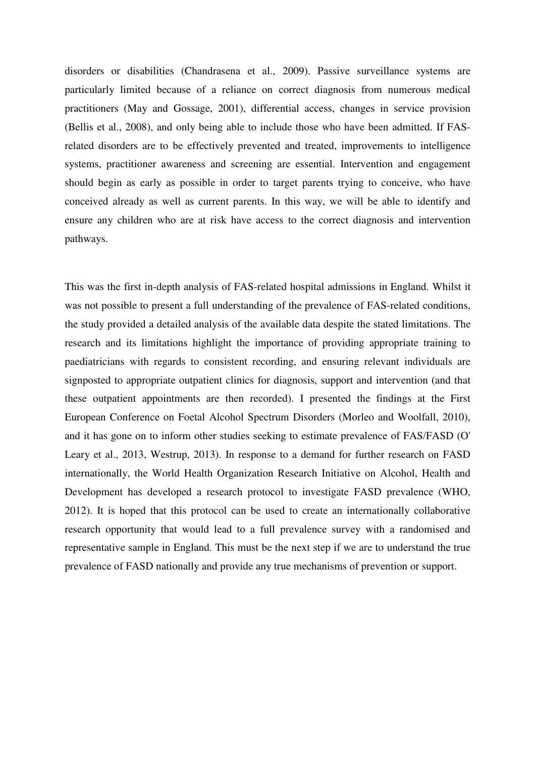disorders or disabilities (Chandrasena et al., 2009). Passive surveillance systems are particularly limited because of a reliance on correct diagnosis from numerous medical practitioners (May and Gossage, 2001), differential access, changes in service provision (Bellis et al., 2008), and only being able to include those who have been admitted. If FAS-related disorders are to be effectively prevented and treated, improvements to intelligence systems, practitioner awareness and screening are essential. Intervention and engagement should begin as early as possible in order to target parents trying to conceive, who have conceived already as well as current parents. In this way, we will be able to identify and ensure any children who are at risk have access to the correct diagnosis and intervention pathways.

This was the first in-depth analysis of FAS-related hospital admissions in England. Whilst it was not possible to present a full understanding of the prevalence of FAS-related conditions, the study provided a detailed analysis of the available data despite the stated limitations. The research and its limitations highlight the importance of providing appropriate training to paediatricians with regards to consistent recording, and ensuring relevant individuals are signposted to appropriate outpatient clinics for diagnosis, support and intervention (and that these outpatient appointments are then recorded). I presented the findings at the First European Conference on Foetal Alcohol Spectrum Disorders (Morleo and Woolfall, 2010), and it has gone on to inform other studies seeking to estimate prevalence of FAS/FASD (O' Leary et al., 2013, Westrup, 2013). In response to a demand for further research on FASD internationally, the World Health Organization Research Initiative on Alcohol, Health and Development has developed a research protocol to investigate FASD prevalence (WHO, 2012). It is hoped that this protocol can be used to create an internationally collaborative research opportunity that would lead to a full prevalence survey with a randomised and representative sample in England. This must be the next step if we are to understand the true prevalence of FASD nationally and provide any true mechanisms of prevention or support.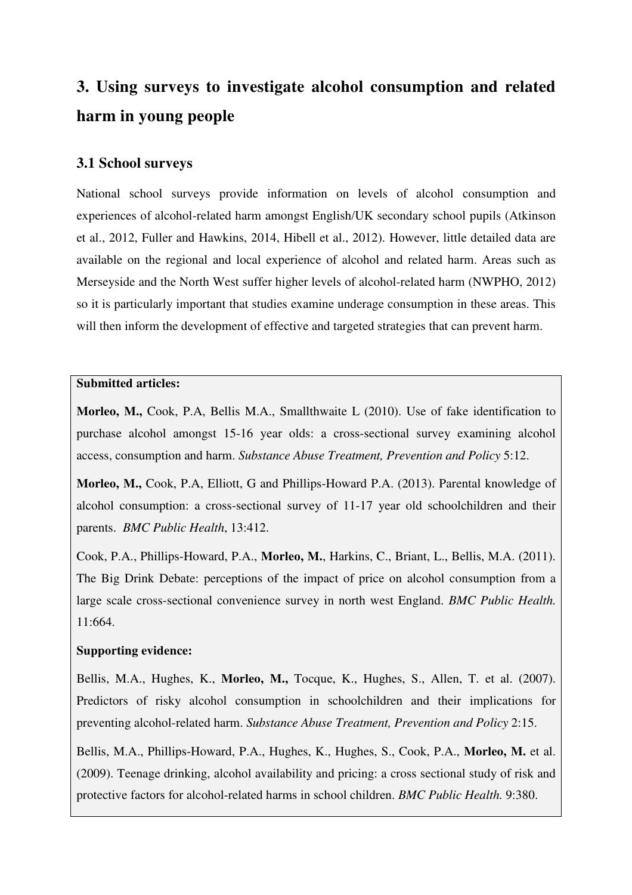# 3. Using surveys to investigate alcohol consumption and related harm in young people

## 3.1 School surveys

National school surveys provide information on levels of alcohol consumption and experiences of alcohol-related harm amongst English/UK secondary school pupils (Atkinson et al., 2012, Fuller and Hawkins, 2014, Hibell et al., 2012). However, little detailed data are available on the regional and local experience of alcohol and related harm. Areas such as Merseyside and the North West suffer higher levels of alcohol-related harm (NWPHO, 2012) so it is particularly important that studies examine underage consumption in these areas. This will then inform the development of effective and targeted strategies that can prevent harm.

**Submitted articles:**

**Morleo, M.,** Cook, P.A, Bellis M.A., Smallthwaite L (2010). Use of fake identification to purchase alcohol amongst 15-16 year olds: a cross-sectional survey examining alcohol access, consumption and harm. *Substance Abuse Treatment, Prevention and Policy* 5:12.

**Morleo, M.,** Cook, P.A, Elliott, G and Phillips-Howard P.A. (2013). Parental knowledge of alcohol consumption: a cross-sectional survey of 11-17 year old schoolchildren and their parents. *BMC Public Health*, 13:412.

Cook, P.A., Phillips-Howard, P.A., **Morleo, M.**, Harkins, C., Briant, L., Bellis, M.A. (2011). The Big Drink Debate: perceptions of the impact of price on alcohol consumption from a large scale cross-sectional convenience survey in north west England. *BMC Public Health.* 11:664.

**Supporting evidence:**

Bellis, M.A., Hughes, K., **Morleo, M.,** Tocque, K., Hughes, S., Allen, T. et al. (2007). Predictors of risky alcohol consumption in schoolchildren and their implications for preventing alcohol-related harm. *Substance Abuse Treatment, Prevention and Policy* 2:15.

Bellis, M.A., Phillips-Howard, P.A., Hughes, K., Hughes, S., Cook, P.A., **Morleo, M.** et al. (2009). Teenage drinking, alcohol availability and pricing: a cross sectional study of risk and protective factors for alcohol-related harms in school children. *BMC Public Health.* 9:380.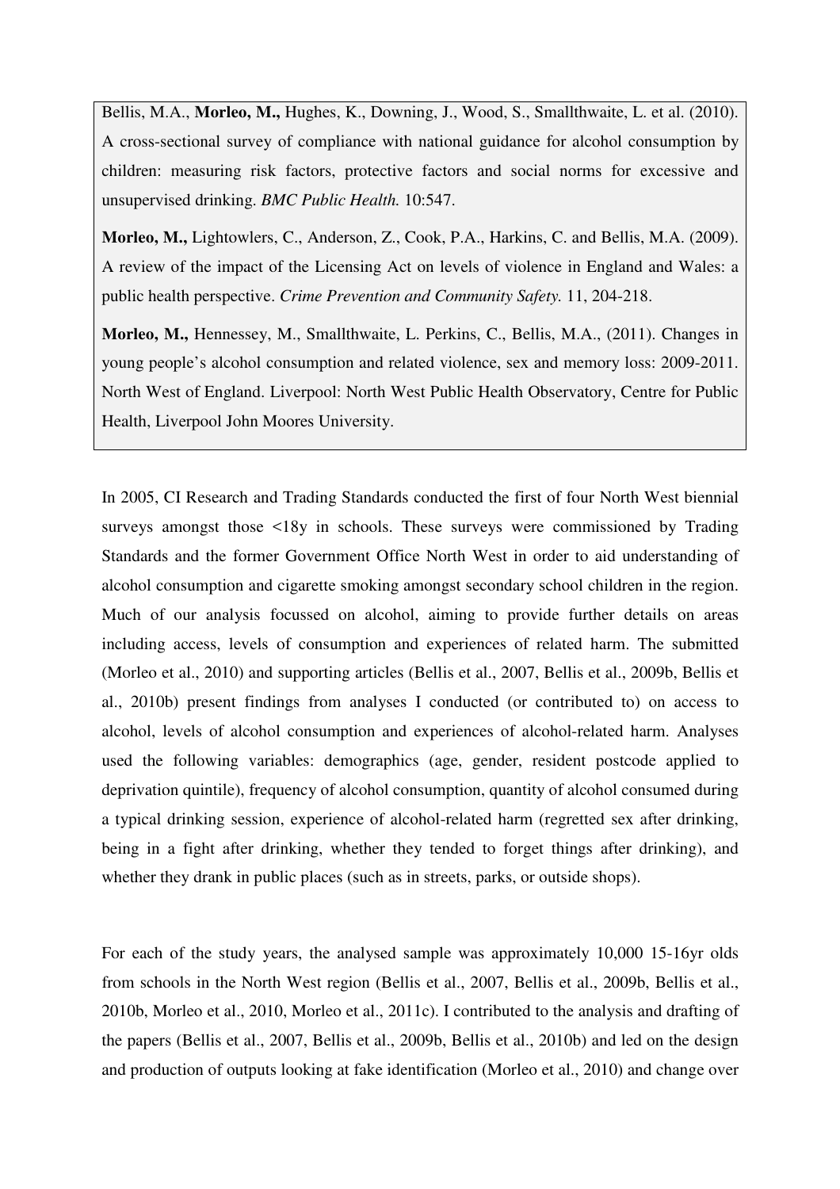Bellis, M.A., **Morleo, M.,** Hughes, K., Downing, J., Wood, S., Smallthwaite, L. et al. (2010). A cross-sectional survey of compliance with national guidance for alcohol consumption by children: measuring risk factors, protective factors and social norms for excessive and unsupervised drinking. *BMC Public Health.* 10:547.

**Morleo, M.,** Lightowlers, C., Anderson, Z., Cook, P.A., Harkins, C. and Bellis, M.A. (2009). A review of the impact of the Licensing Act on levels of violence in England and Wales: a public health perspective. *Crime Prevention and Community Safety.* 11, 204-218.

**Morleo, M.,** Hennessey, M., Smallthwaite, L. Perkins, C., Bellis, M.A., (2011). Changes in young people's alcohol consumption and related violence, sex and memory loss: 2009-2011. North West of England. Liverpool: North West Public Health Observatory, Centre for Public Health, Liverpool John Moores University.

In 2005, CI Research and Trading Standards conducted the first of four North West biennial surveys amongst those <18y in schools. These surveys were commissioned by Trading Standards and the former Government Office North West in order to aid understanding of alcohol consumption and cigarette smoking amongst secondary school children in the region. Much of our analysis focussed on alcohol, aiming to provide further details on areas including access, levels of consumption and experiences of related harm. The submitted (Morleo et al., 2010) and supporting articles (Bellis et al., 2007, Bellis et al., 2009b, Bellis et al., 2010b) present findings from analyses I conducted (or contributed to) on access to alcohol, levels of alcohol consumption and experiences of alcohol-related harm. Analyses used the following variables: demographics (age, gender, resident postcode applied to deprivation quintile), frequency of alcohol consumption, quantity of alcohol consumed during a typical drinking session, experience of alcohol-related harm (regretted sex after drinking, being in a fight after drinking, whether they tended to forget things after drinking), and whether they drank in public places (such as in streets, parks, or outside shops).

For each of the study years, the analysed sample was approximately 10,000 15-16yr olds from schools in the North West region (Bellis et al., 2007, Bellis et al., 2009b, Bellis et al., 2010b, Morleo et al., 2010, Morleo et al., 2011c). I contributed to the analysis and drafting of the papers (Bellis et al., 2007, Bellis et al., 2009b, Bellis et al., 2010b) and led on the design and production of outputs looking at fake identification (Morleo et al., 2010) and change over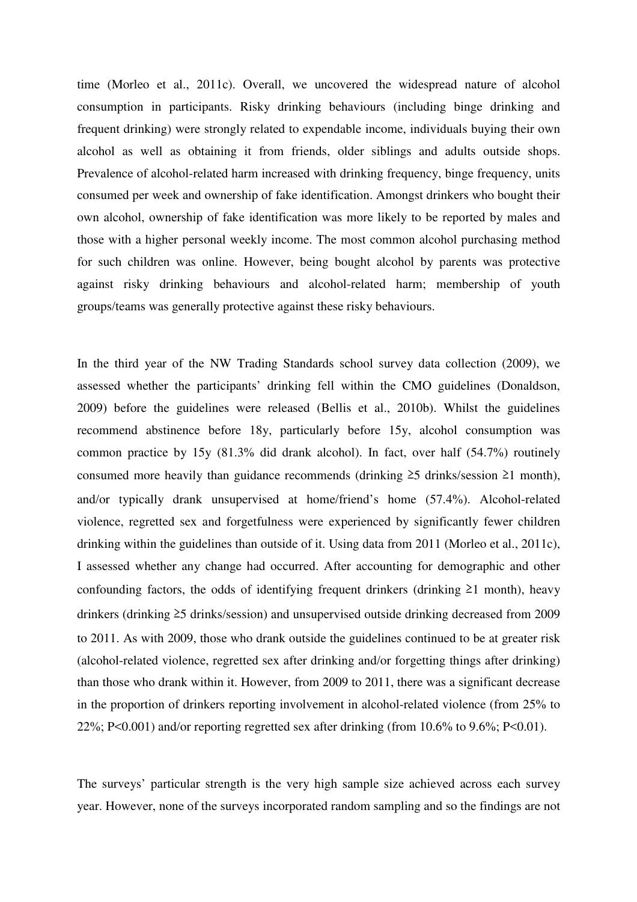time (Morleo et al., 2011c). Overall, we uncovered the widespread nature of alcohol consumption in participants. Risky drinking behaviours (including binge drinking and frequent drinking) were strongly related to expendable income, individuals buying their own alcohol as well as obtaining it from friends, older siblings and adults outside shops. Prevalence of alcohol-related harm increased with drinking frequency, binge frequency, units consumed per week and ownership of fake identification. Amongst drinkers who bought their own alcohol, ownership of fake identification was more likely to be reported by males and those with a higher personal weekly income. The most common alcohol purchasing method for such children was online. However, being bought alcohol by parents was protective against risky drinking behaviours and alcohol-related harm; membership of youth groups/teams was generally protective against these risky behaviours.

In the third year of the NW Trading Standards school survey data collection (2009), we assessed whether the participants' drinking fell within the CMO guidelines (Donaldson, 2009) before the guidelines were released (Bellis et al., 2010b). Whilst the guidelines recommend abstinence before 18y, particularly before 15y, alcohol consumption was common practice by 15y (81.3% did drank alcohol). In fact, over half (54.7%) routinely consumed more heavily than guidance recommends (drinking ≥5 drinks/session ≥1 month), and/or typically drank unsupervised at home/friend's home (57.4%). Alcohol-related violence, regretted sex and forgetfulness were experienced by significantly fewer children drinking within the guidelines than outside of it. Using data from 2011 (Morleo et al., 2011c), I assessed whether any change had occurred. After accounting for demographic and other confounding factors, the odds of identifying frequent drinkers (drinking ≥1 month), heavy drinkers (drinking ≥5 drinks/session) and unsupervised outside drinking decreased from 2009 to 2011. As with 2009, those who drank outside the guidelines continued to be at greater risk (alcohol-related violence, regretted sex after drinking and/or forgetting things after drinking) than those who drank within it. However, from 2009 to 2011, there was a significant decrease in the proportion of drinkers reporting involvement in alcohol-related violence (from 25% to 22%; $P<0.001$) and/or reporting regretted sex after drinking (from 10.6% to 9.6%; $P<0.01$).

The surveys' particular strength is the very high sample size achieved across each survey year. However, none of the surveys incorporated random sampling and so the findings are not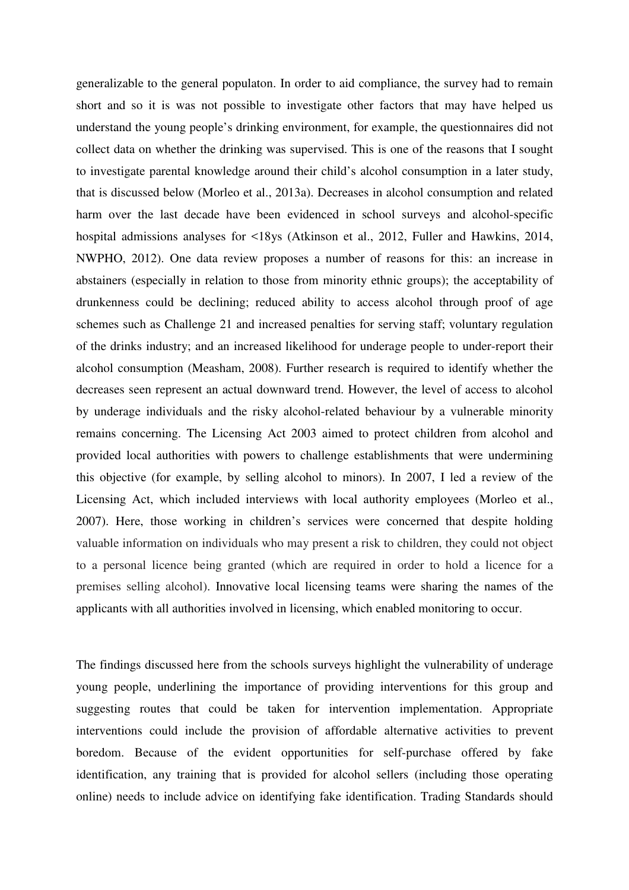generalizable to the general populaton. In order to aid compliance, the survey had to remain short and so it is was not possible to investigate other factors that may have helped us understand the young people's drinking environment, for example, the questionnaires did not collect data on whether the drinking was supervised. This is one of the reasons that I sought to investigate parental knowledge around their child's alcohol consumption in a later study, that is discussed below (Morleo et al., 2013a). Decreases in alcohol consumption and related harm over the last decade have been evidenced in school surveys and alcohol-specific hospital admissions analyses for <18ys (Atkinson et al., 2012, Fuller and Hawkins, 2014, NWPHO, 2012). One data review proposes a number of reasons for this: an increase in abstainers (especially in relation to those from minority ethnic groups); the acceptability of drunkenness could be declining; reduced ability to access alcohol through proof of age schemes such as Challenge 21 and increased penalties for serving staff; voluntary regulation of the drinks industry; and an increased likelihood for underage people to under-report their alcohol consumption (Measham, 2008). Further research is required to identify whether the decreases seen represent an actual downward trend. However, the level of access to alcohol by underage individuals and the risky alcohol-related behaviour by a vulnerable minority remains concerning. The Licensing Act 2003 aimed to protect children from alcohol and provided local authorities with powers to challenge establishments that were undermining this objective (for example, by selling alcohol to minors). In 2007, I led a review of the Licensing Act, which included interviews with local authority employees (Morleo et al., 2007). Here, those working in children's services were concerned that despite holding valuable information on individuals who may present a risk to children, they could not object to a personal licence being granted (which are required in order to hold a licence for a premises selling alcohol). Innovative local licensing teams were sharing the names of the applicants with all authorities involved in licensing, which enabled monitoring to occur.

The findings discussed here from the schools surveys highlight the vulnerability of underage young people, underlining the importance of providing interventions for this group and suggesting routes that could be taken for intervention implementation. Appropriate interventions could include the provision of affordable alternative activities to prevent boredom. Because of the evident opportunities for self-purchase offered by fake identification, any training that is provided for alcohol sellers (including those operating online) needs to include advice on identifying fake identification. Trading Standards should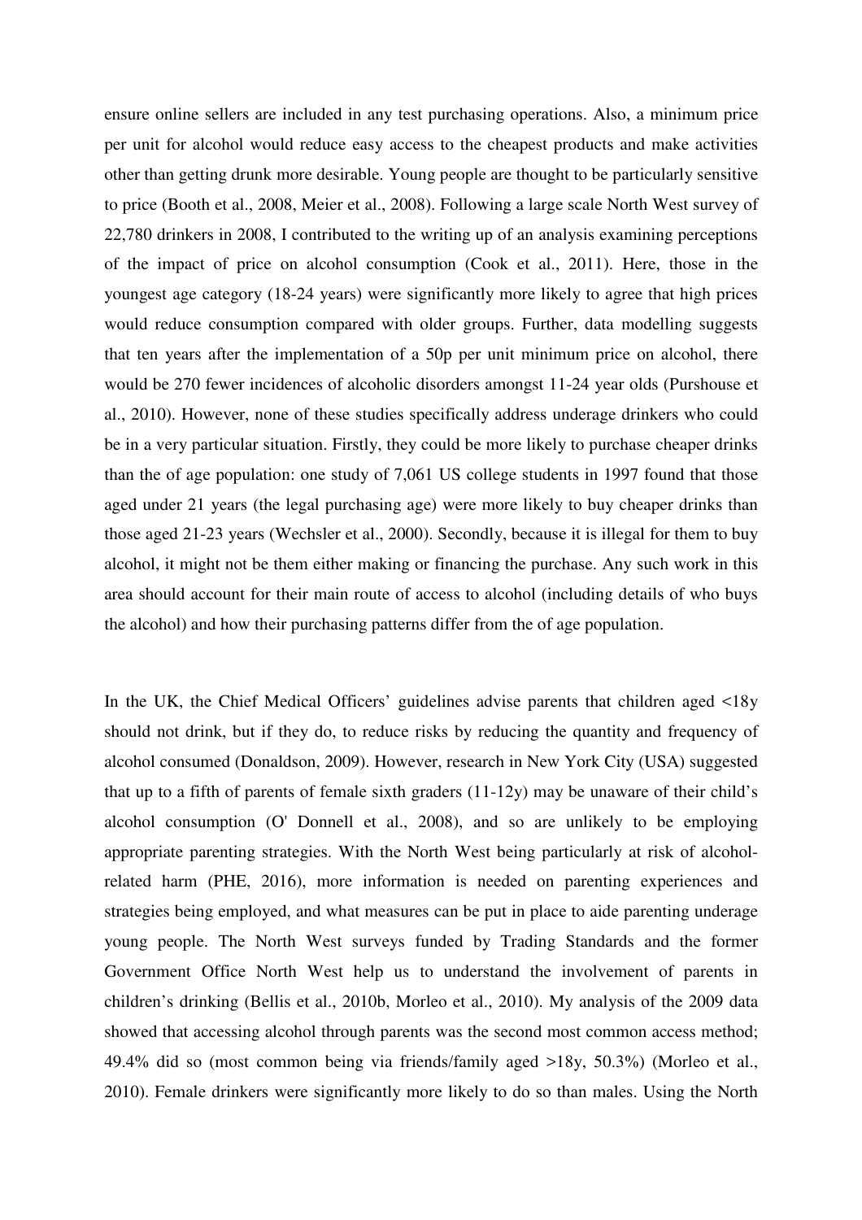ensure online sellers are included in any test purchasing operations. Also, a minimum price per unit for alcohol would reduce easy access to the cheapest products and make activities other than getting drunk more desirable. Young people are thought to be particularly sensitive to price (Booth et al., 2008, Meier et al., 2008). Following a large scale North West survey of 22,780 drinkers in 2008, I contributed to the writing up of an analysis examining perceptions of the impact of price on alcohol consumption (Cook et al., 2011). Here, those in the youngest age category (18-24 years) were significantly more likely to agree that high prices would reduce consumption compared with older groups. Further, data modelling suggests that ten years after the implementation of a 50p per unit minimum price on alcohol, there would be 270 fewer incidences of alcoholic disorders amongst 11-24 year olds (Purshouse et al., 2010). However, none of these studies specifically address underage drinkers who could be in a very particular situation. Firstly, they could be more likely to purchase cheaper drinks than the of age population: one study of 7,061 US college students in 1997 found that those aged under 21 years (the legal purchasing age) were more likely to buy cheaper drinks than those aged 21-23 years (Wechsler et al., 2000). Secondly, because it is illegal for them to buy alcohol, it might not be them either making or financing the purchase. Any such work in this area should account for their main route of access to alcohol (including details of who buys the alcohol) and how their purchasing patterns differ from the of age population.

In the UK, the Chief Medical Officers' guidelines advise parents that children aged <18y should not drink, but if they do, to reduce risks by reducing the quantity and frequency of alcohol consumed (Donaldson, 2009). However, research in New York City (USA) suggested that up to a fifth of parents of female sixth graders (11-12y) may be unaware of their child's alcohol consumption (O' Donnell et al., 2008), and so are unlikely to be employing appropriate parenting strategies. With the North West being particularly at risk of alcohol-related harm (PHE, 2016), more information is needed on parenting experiences and strategies being employed, and what measures can be put in place to aide parenting underage young people. The North West surveys funded by Trading Standards and the former Government Office North West help us to understand the involvement of parents in children's drinking (Bellis et al., 2010b, Morleo et al., 2010). My analysis of the 2009 data showed that accessing alcohol through parents was the second most common access method; 49.4% did so (most common being via friends/family aged >18y, 50.3%) (Morleo et al., 2010). Female drinkers were significantly more likely to do so than males. Using the North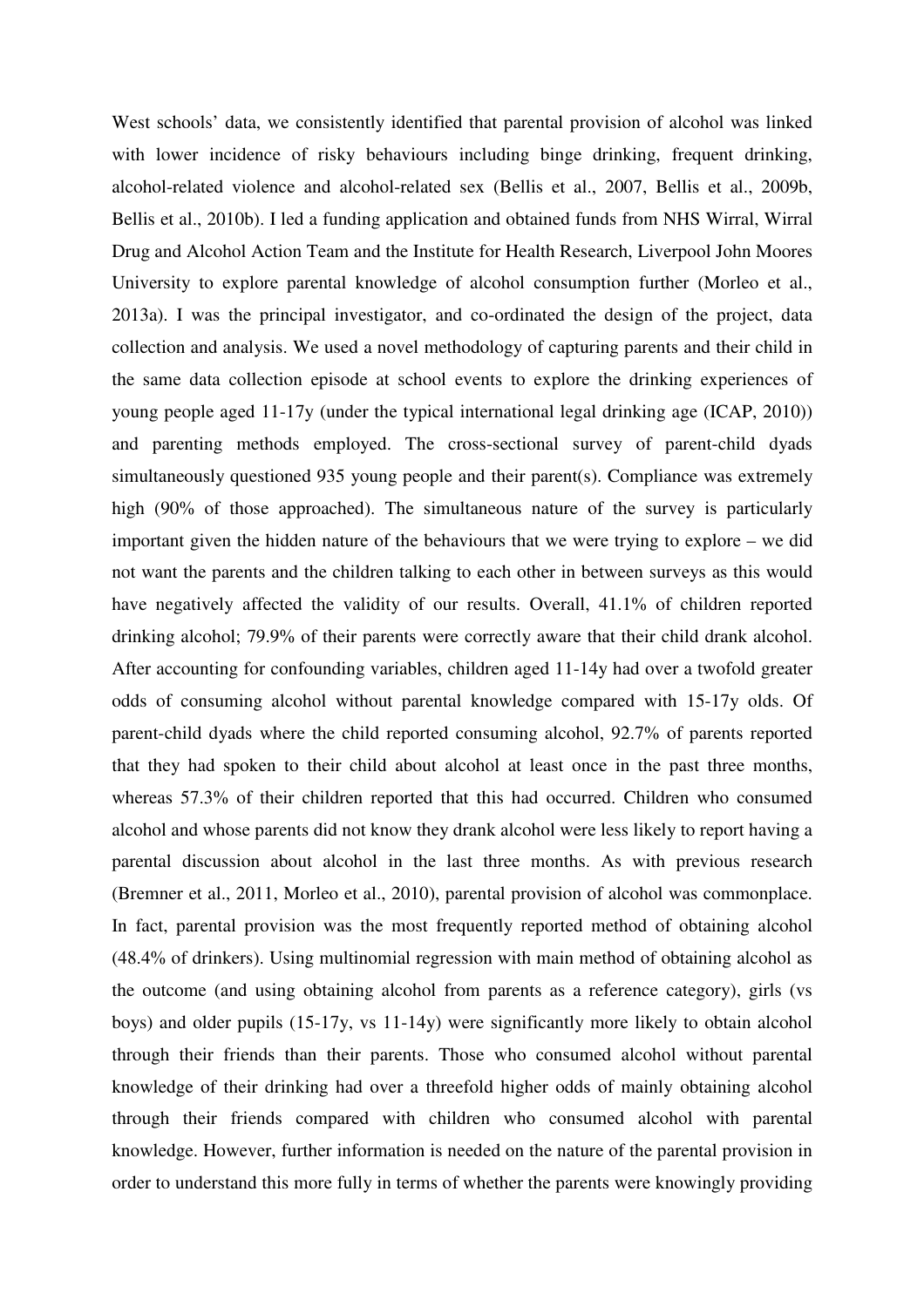West schools' data, we consistently identified that parental provision of alcohol was linked with lower incidence of risky behaviours including binge drinking, frequent drinking, alcohol-related violence and alcohol-related sex (Bellis et al., 2007, Bellis et al., 2009b, Bellis et al., 2010b). I led a funding application and obtained funds from NHS Wirral, Wirral Drug and Alcohol Action Team and the Institute for Health Research, Liverpool John Moores University to explore parental knowledge of alcohol consumption further (Morleo et al., 2013a). I was the principal investigator, and co-ordinated the design of the project, data collection and analysis. We used a novel methodology of capturing parents and their child in the same data collection episode at school events to explore the drinking experiences of young people aged 11-17y (under the typical international legal drinking age (ICAP, 2010)) and parenting methods employed. The cross-sectional survey of parent-child dyads simultaneously questioned 935 young people and their parent(s). Compliance was extremely high (90% of those approached). The simultaneous nature of the survey is particularly important given the hidden nature of the behaviours that we were trying to explore – we did not want the parents and the children talking to each other in between surveys as this would have negatively affected the validity of our results. Overall, 41.1% of children reported drinking alcohol; 79.9% of their parents were correctly aware that their child drank alcohol. After accounting for confounding variables, children aged 11-14y had over a twofold greater odds of consuming alcohol without parental knowledge compared with 15-17y olds. Of parent-child dyads where the child reported consuming alcohol, 92.7% of parents reported that they had spoken to their child about alcohol at least once in the past three months, whereas 57.3% of their children reported that this had occurred. Children who consumed alcohol and whose parents did not know they drank alcohol were less likely to report having a parental discussion about alcohol in the last three months. As with previous research (Bremner et al., 2011, Morleo et al., 2010), parental provision of alcohol was commonplace. In fact, parental provision was the most frequently reported method of obtaining alcohol (48.4% of drinkers). Using multinomial regression with main method of obtaining alcohol as the outcome (and using obtaining alcohol from parents as a reference category), girls (vs boys) and older pupils (15-17y, vs 11-14y) were significantly more likely to obtain alcohol through their friends than their parents. Those who consumed alcohol without parental knowledge of their drinking had over a threefold higher odds of mainly obtaining alcohol through their friends compared with children who consumed alcohol with parental knowledge. However, further information is needed on the nature of the parental provision in order to understand this more fully in terms of whether the parents were knowingly providing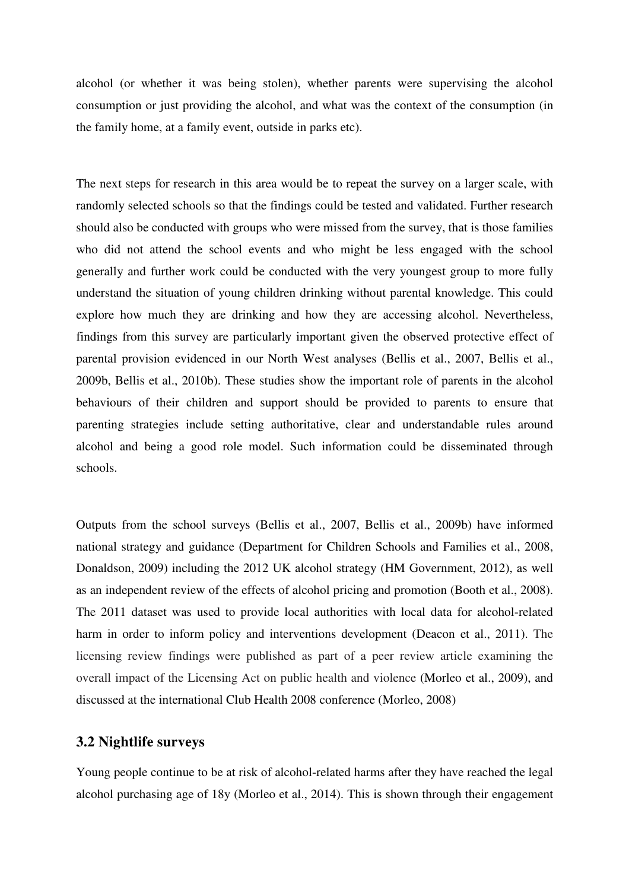alcohol (or whether it was being stolen), whether parents were supervising the alcohol consumption or just providing the alcohol, and what was the context of the consumption (in the family home, at a family event, outside in parks etc).

The next steps for research in this area would be to repeat the survey on a larger scale, with randomly selected schools so that the findings could be tested and validated. Further research should also be conducted with groups who were missed from the survey, that is those families who did not attend the school events and who might be less engaged with the school generally and further work could be conducted with the very youngest group to more fully understand the situation of young children drinking without parental knowledge. This could explore how much they are drinking and how they are accessing alcohol. Nevertheless, findings from this survey are particularly important given the observed protective effect of parental provision evidenced in our North West analyses (Bellis et al., 2007, Bellis et al., 2009b, Bellis et al., 2010b). These studies show the important role of parents in the alcohol behaviours of their children and support should be provided to parents to ensure that parenting strategies include setting authoritative, clear and understandable rules around alcohol and being a good role model. Such information could be disseminated through schools.

Outputs from the school surveys (Bellis et al., 2007, Bellis et al., 2009b) have informed national strategy and guidance (Department for Children Schools and Families et al., 2008, Donaldson, 2009) including the 2012 UK alcohol strategy (HM Government, 2012), as well as an independent review of the effects of alcohol pricing and promotion (Booth et al., 2008). The 2011 dataset was used to provide local authorities with local data for alcohol-related harm in order to inform policy and interventions development (Deacon et al., 2011). The licensing review findings were published as part of a peer review article examining the overall impact of the Licensing Act on public health and violence (Morleo et al., 2009), and discussed at the international Club Health 2008 conference (Morleo, 2008)

### 3.2 Nightlife surveys

Young people continue to be at risk of alcohol-related harms after they have reached the legal alcohol purchasing age of 18y (Morleo et al., 2014). This is shown through their engagement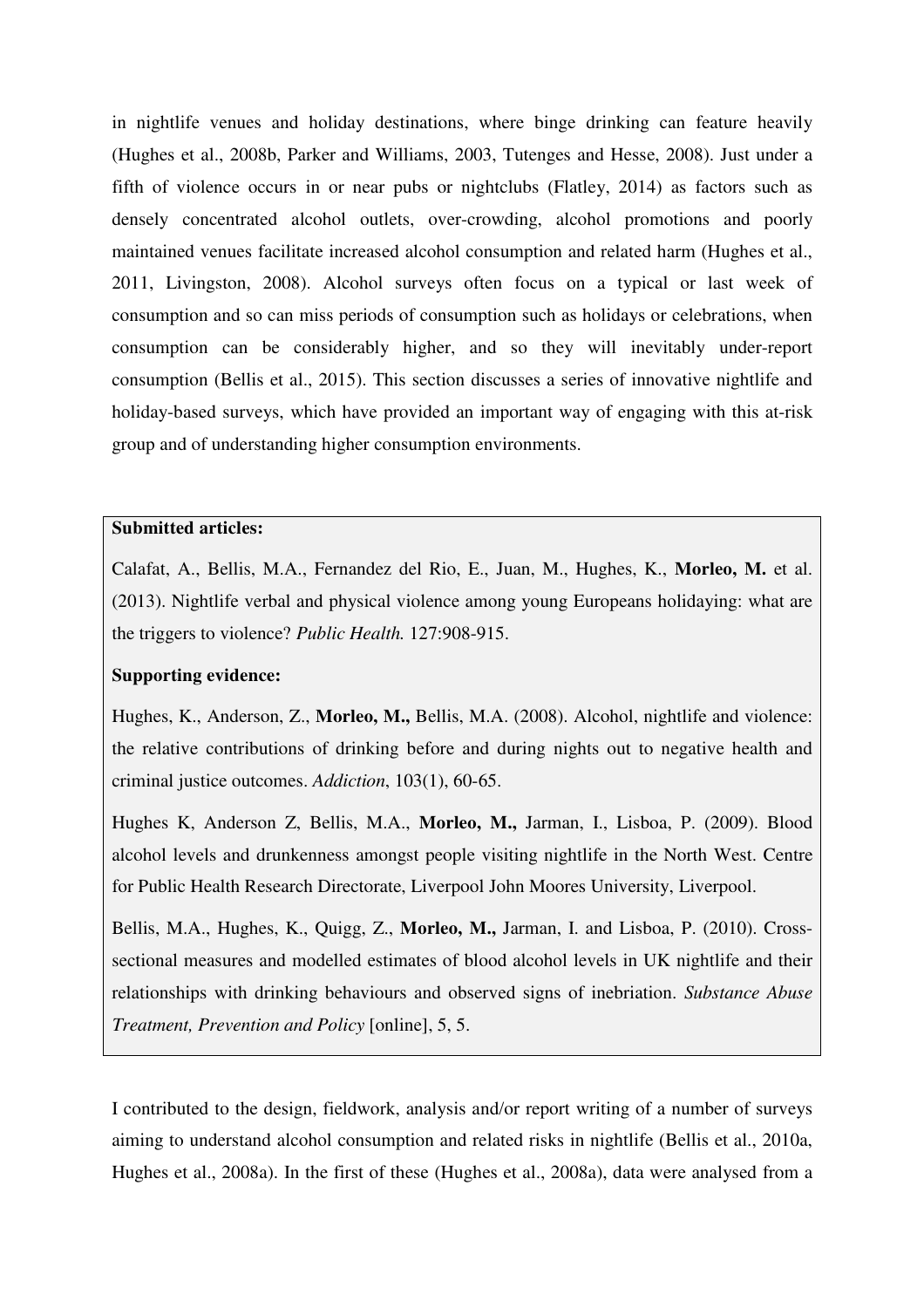in nightlife venues and holiday destinations, where binge drinking can feature heavily (Hughes et al., 2008b, Parker and Williams, 2003, Tutenges and Hesse, 2008). Just under a fifth of violence occurs in or near pubs or nightclubs (Flatley, 2014) as factors such as densely concentrated alcohol outlets, over-crowding, alcohol promotions and poorly maintained venues facilitate increased alcohol consumption and related harm (Hughes et al., 2011, Livingston, 2008). Alcohol surveys often focus on a typical or last week of consumption and so can miss periods of consumption such as holidays or celebrations, when consumption can be considerably higher, and so they will inevitably under-report consumption (Bellis et al., 2015). This section discusses a series of innovative nightlife and holiday-based surveys, which have provided an important way of engaging with this at-risk group and of understanding higher consumption environments.

**Submitted articles:**

Calafat, A., Bellis, M.A., Fernandez del Rio, E., Juan, M., Hughes, K., **Morleo, M.** et al. (2013). Nightlife verbal and physical violence among young Europeans holidaying: what are the triggers to violence? *Public Health.* 127:908-915.

**Supporting evidence:**

Hughes, K., Anderson, Z., **Morleo, M.,** Bellis, M.A. (2008). Alcohol, nightlife and violence: the relative contributions of drinking before and during nights out to negative health and criminal justice outcomes. *Addiction*, 103(1), 60-65.

Hughes K, Anderson Z, Bellis, M.A., **Morleo, M.,** Jarman, I., Lisboa, P. (2009). Blood alcohol levels and drunkenness amongst people visiting nightlife in the North West. Centre for Public Health Research Directorate, Liverpool John Moores University, Liverpool.

Bellis, M.A., Hughes, K., Quigg, Z., **Morleo, M.,** Jarman, I. and Lisboa, P. (2010). Cross-sectional measures and modelled estimates of blood alcohol levels in UK nightlife and their relationships with drinking behaviours and observed signs of inebriation. *Substance Abuse Treatment, Prevention and Policy* [online], 5, 5.

I contributed to the design, fieldwork, analysis and/or report writing of a number of surveys aiming to understand alcohol consumption and related risks in nightlife (Bellis et al., 2010a, Hughes et al., 2008a). In the first of these (Hughes et al., 2008a), data were analysed from a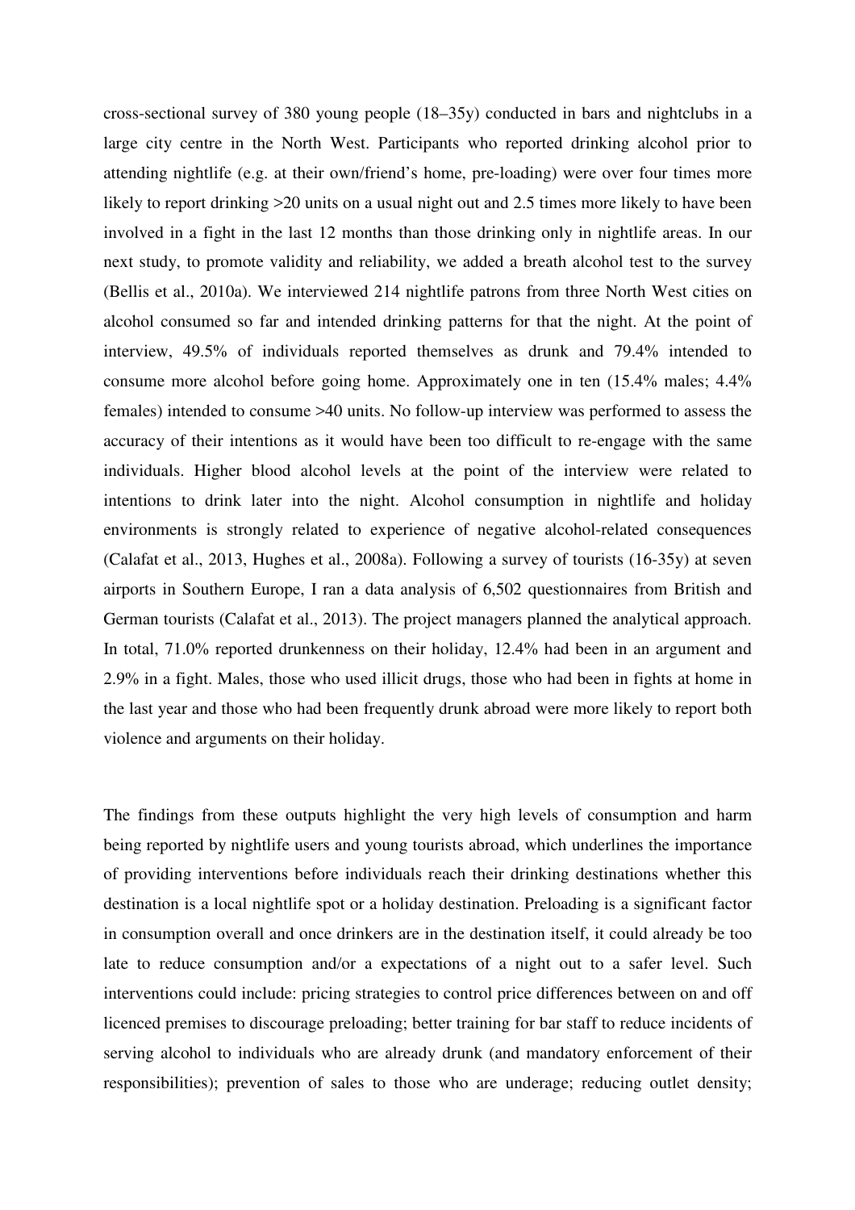cross-sectional survey of 380 young people (18–35y) conducted in bars and nightclubs in a large city centre in the North West. Participants who reported drinking alcohol prior to attending nightlife (e.g. at their own/friend's home, pre-loading) were over four times more likely to report drinking >20 units on a usual night out and 2.5 times more likely to have been involved in a fight in the last 12 months than those drinking only in nightlife areas. In our next study, to promote validity and reliability, we added a breath alcohol test to the survey (Bellis et al., 2010a). We interviewed 214 nightlife patrons from three North West cities on alcohol consumed so far and intended drinking patterns for that the night. At the point of interview, 49.5% of individuals reported themselves as drunk and 79.4% intended to consume more alcohol before going home. Approximately one in ten (15.4% males; 4.4% females) intended to consume >40 units. No follow-up interview was performed to assess the accuracy of their intentions as it would have been too difficult to re-engage with the same individuals. Higher blood alcohol levels at the point of the interview were related to intentions to drink later into the night. Alcohol consumption in nightlife and holiday environments is strongly related to experience of negative alcohol-related consequences (Calafat et al., 2013, Hughes et al., 2008a). Following a survey of tourists (16-35y) at seven airports in Southern Europe, I ran a data analysis of 6,502 questionnaires from British and German tourists (Calafat et al., 2013). The project managers planned the analytical approach. In total, 71.0% reported drunkenness on their holiday, 12.4% had been in an argument and 2.9% in a fight. Males, those who used illicit drugs, those who had been in fights at home in the last year and those who had been frequently drunk abroad were more likely to report both violence and arguments on their holiday.

The findings from these outputs highlight the very high levels of consumption and harm being reported by nightlife users and young tourists abroad, which underlines the importance of providing interventions before individuals reach their drinking destinations whether this destination is a local nightlife spot or a holiday destination. Preloading is a significant factor in consumption overall and once drinkers are in the destination itself, it could already be too late to reduce consumption and/or a expectations of a night out to a safer level. Such interventions could include: pricing strategies to control price differences between on and off licenced premises to discourage preloading; better training for bar staff to reduce incidents of serving alcohol to individuals who are already drunk (and mandatory enforcement of their responsibilities); prevention of sales to those who are underage; reducing outlet density;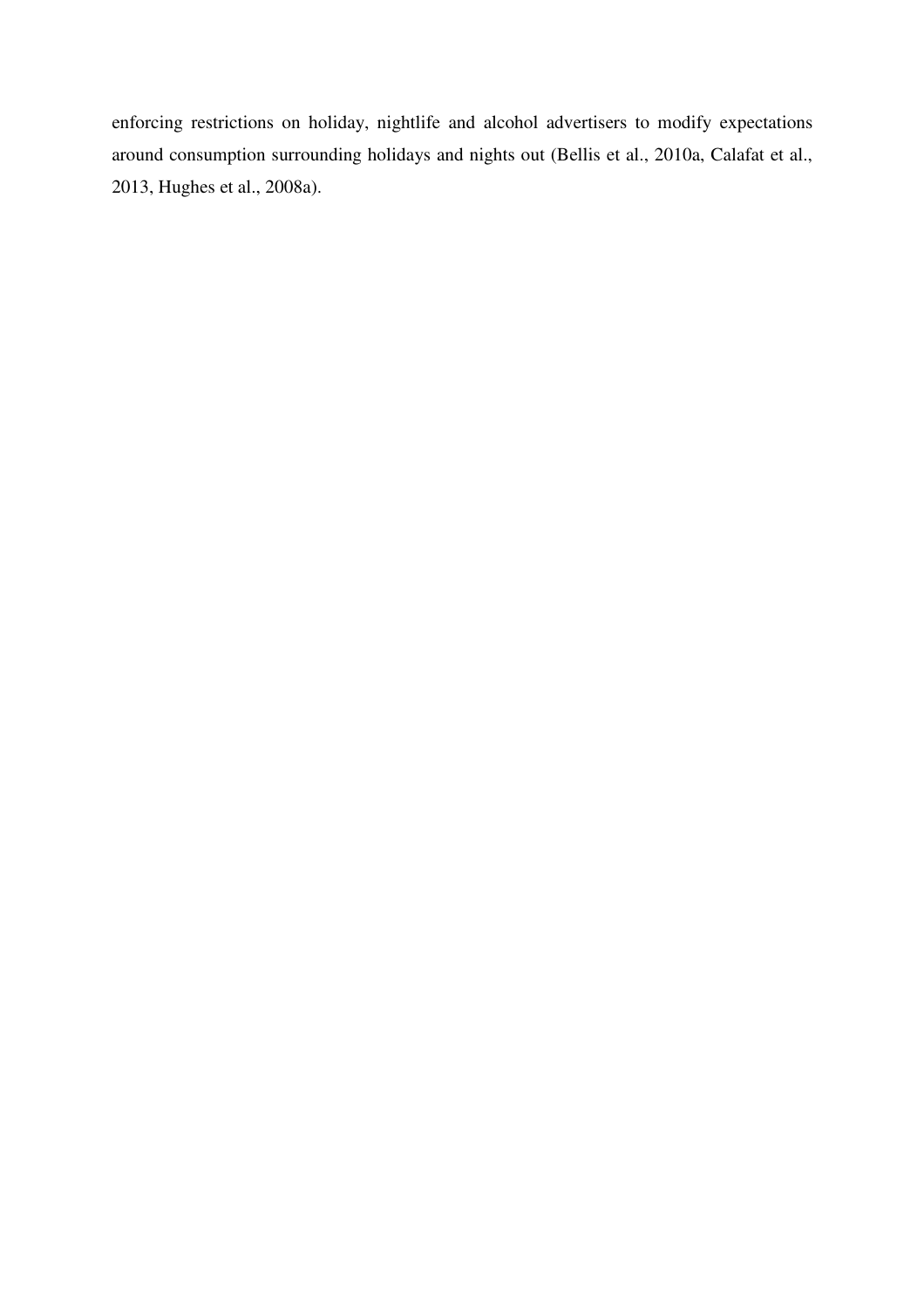enforcing restrictions on holiday, nightlife and alcohol advertisers to modify expectations around consumption surrounding holidays and nights out (Bellis et al., 2010a, Calafat et al., 2013, Hughes et al., 2008a).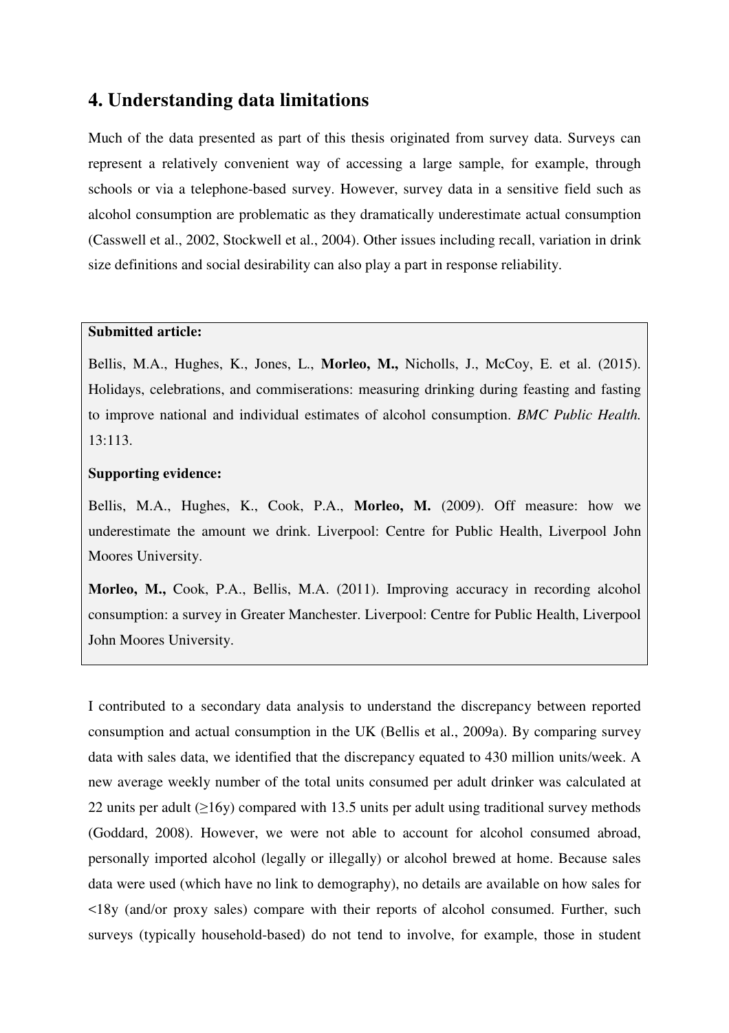## 4. Understanding data limitations

Much of the data presented as part of this thesis originated from survey data. Surveys can represent a relatively convenient way of accessing a large sample, for example, through schools or via a telephone-based survey. However, survey data in a sensitive field such as alcohol consumption are problematic as they dramatically underestimate actual consumption (Casswell et al., 2002, Stockwell et al., 2004). Other issues including recall, variation in drink size definitions and social desirability can also play a part in response reliability.

**Submitted article:**

Bellis, M.A., Hughes, K., Jones, L., **Morleo, M.,** Nicholls, J., McCoy, E. et al. (2015). Holidays, celebrations, and commiserations: measuring drinking during feasting and fasting to improve national and individual estimates of alcohol consumption. *BMC Public Health.* 13:113.

**Supporting evidence:**

Bellis, M.A., Hughes, K., Cook, P.A., **Morleo, M.** (2009). Off measure: how we underestimate the amount we drink. Liverpool: Centre for Public Health, Liverpool John Moores University.

**Morleo, M.,** Cook, P.A., Bellis, M.A. (2011). Improving accuracy in recording alcohol consumption: a survey in Greater Manchester. Liverpool: Centre for Public Health, Liverpool John Moores University.

I contributed to a secondary data analysis to understand the discrepancy between reported consumption and actual consumption in the UK (Bellis et al., 2009a). By comparing survey data with sales data, we identified that the discrepancy equated to 430 million units/week. A new average weekly number of the total units consumed per adult drinker was calculated at 22 units per adult (≥16y) compared with 13.5 units per adult using traditional survey methods (Goddard, 2008). However, we were not able to account for alcohol consumed abroad, personally imported alcohol (legally or illegally) or alcohol brewed at home. Because sales data were used (which have no link to demography), no details are available on how sales for <18y (and/or proxy sales) compare with their reports of alcohol consumed. Further, such surveys (typically household-based) do not tend to involve, for example, those in student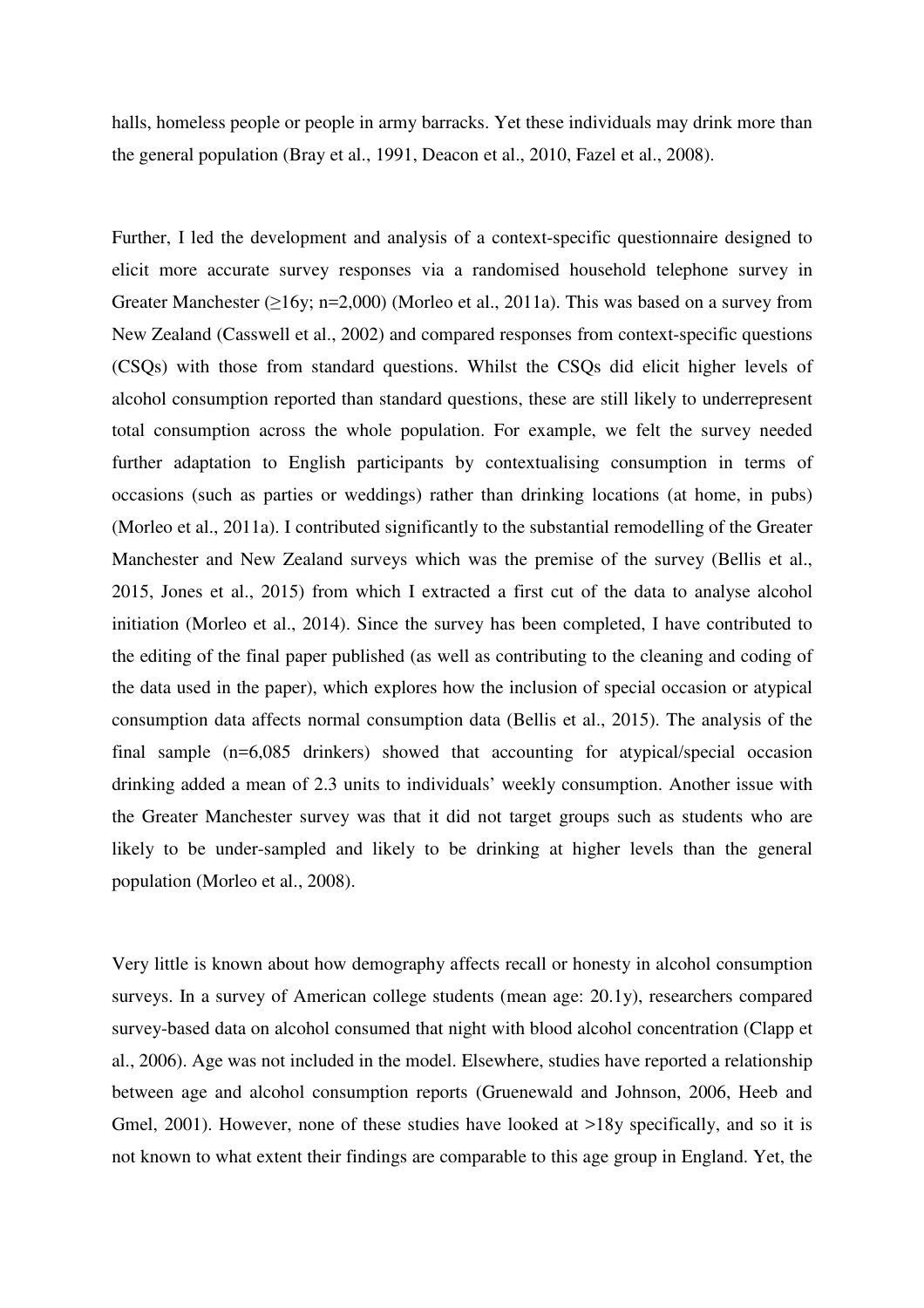halls, homeless people or people in army barracks. Yet these individuals may drink more than the general population (Bray et al., 1991, Deacon et al., 2010, Fazel et al., 2008).

Further, I led the development and analysis of a context-specific questionnaire designed to elicit more accurate survey responses via a randomised household telephone survey in Greater Manchester (≥16y; n=2,000) (Morleo et al., 2011a). This was based on a survey from New Zealand (Casswell et al., 2002) and compared responses from context-specific questions (CSQs) with those from standard questions. Whilst the CSQs did elicit higher levels of alcohol consumption reported than standard questions, these are still likely to underrepresent total consumption across the whole population. For example, we felt the survey needed further adaptation to English participants by contextualising consumption in terms of occasions (such as parties or weddings) rather than drinking locations (at home, in pubs) (Morleo et al., 2011a). I contributed significantly to the substantial remodelling of the Greater Manchester and New Zealand surveys which was the premise of the survey (Bellis et al., 2015, Jones et al., 2015) from which I extracted a first cut of the data to analyse alcohol initiation (Morleo et al., 2014). Since the survey has been completed, I have contributed to the editing of the final paper published (as well as contributing to the cleaning and coding of the data used in the paper), which explores how the inclusion of special occasion or atypical consumption data affects normal consumption data (Bellis et al., 2015). The analysis of the final sample (n=6,085 drinkers) showed that accounting for atypical/special occasion drinking added a mean of 2.3 units to individuals' weekly consumption. Another issue with the Greater Manchester survey was that it did not target groups such as students who are likely to be under-sampled and likely to be drinking at higher levels than the general population (Morleo et al., 2008).

Very little is known about how demography affects recall or honesty in alcohol consumption surveys. In a survey of American college students (mean age: 20.1y), researchers compared survey-based data on alcohol consumed that night with blood alcohol concentration (Clapp et al., 2006). Age was not included in the model. Elsewhere, studies have reported a relationship between age and alcohol consumption reports (Gruenewald and Johnson, 2006, Heeb and Gmel, 2001). However, none of these studies have looked at >18y specifically, and so it is not known to what extent their findings are comparable to this age group in England. Yet, the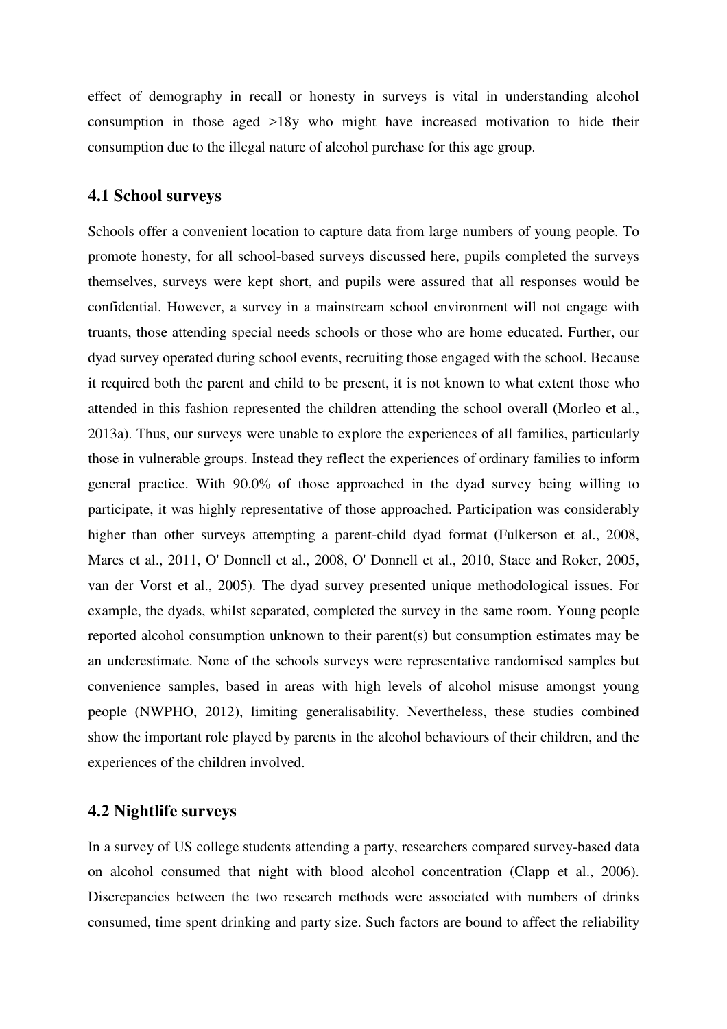effect of demography in recall or honesty in surveys is vital in understanding alcohol consumption in those aged >18y who might have increased motivation to hide their consumption due to the illegal nature of alcohol purchase for this age group.

## 4.1 School surveys

Schools offer a convenient location to capture data from large numbers of young people. To promote honesty, for all school-based surveys discussed here, pupils completed the surveys themselves, surveys were kept short, and pupils were assured that all responses would be confidential. However, a survey in a mainstream school environment will not engage with truants, those attending special needs schools or those who are home educated. Further, our dyad survey operated during school events, recruiting those engaged with the school. Because it required both the parent and child to be present, it is not known to what extent those who attended in this fashion represented the children attending the school overall (Morleo et al., 2013a). Thus, our surveys were unable to explore the experiences of all families, particularly those in vulnerable groups. Instead they reflect the experiences of ordinary families to inform general practice. With 90.0% of those approached in the dyad survey being willing to participate, it was highly representative of those approached. Participation was considerably higher than other surveys attempting a parent-child dyad format (Fulkerson et al., 2008, Mares et al., 2011, O' Donnell et al., 2008, O' Donnell et al., 2010, Stace and Roker, 2005, van der Vorst et al., 2005). The dyad survey presented unique methodological issues. For example, the dyads, whilst separated, completed the survey in the same room. Young people reported alcohol consumption unknown to their parent(s) but consumption estimates may be an underestimate. None of the schools surveys were representative randomised samples but convenience samples, based in areas with high levels of alcohol misuse amongst young people (NWPHO, 2012), limiting generalisability. Nevertheless, these studies combined show the important role played by parents in the alcohol behaviours of their children, and the experiences of the children involved.

## 4.2 Nightlife surveys

In a survey of US college students attending a party, researchers compared survey-based data on alcohol consumed that night with blood alcohol concentration (Clapp et al., 2006). Discrepancies between the two research methods were associated with numbers of drinks consumed, time spent drinking and party size. Such factors are bound to affect the reliability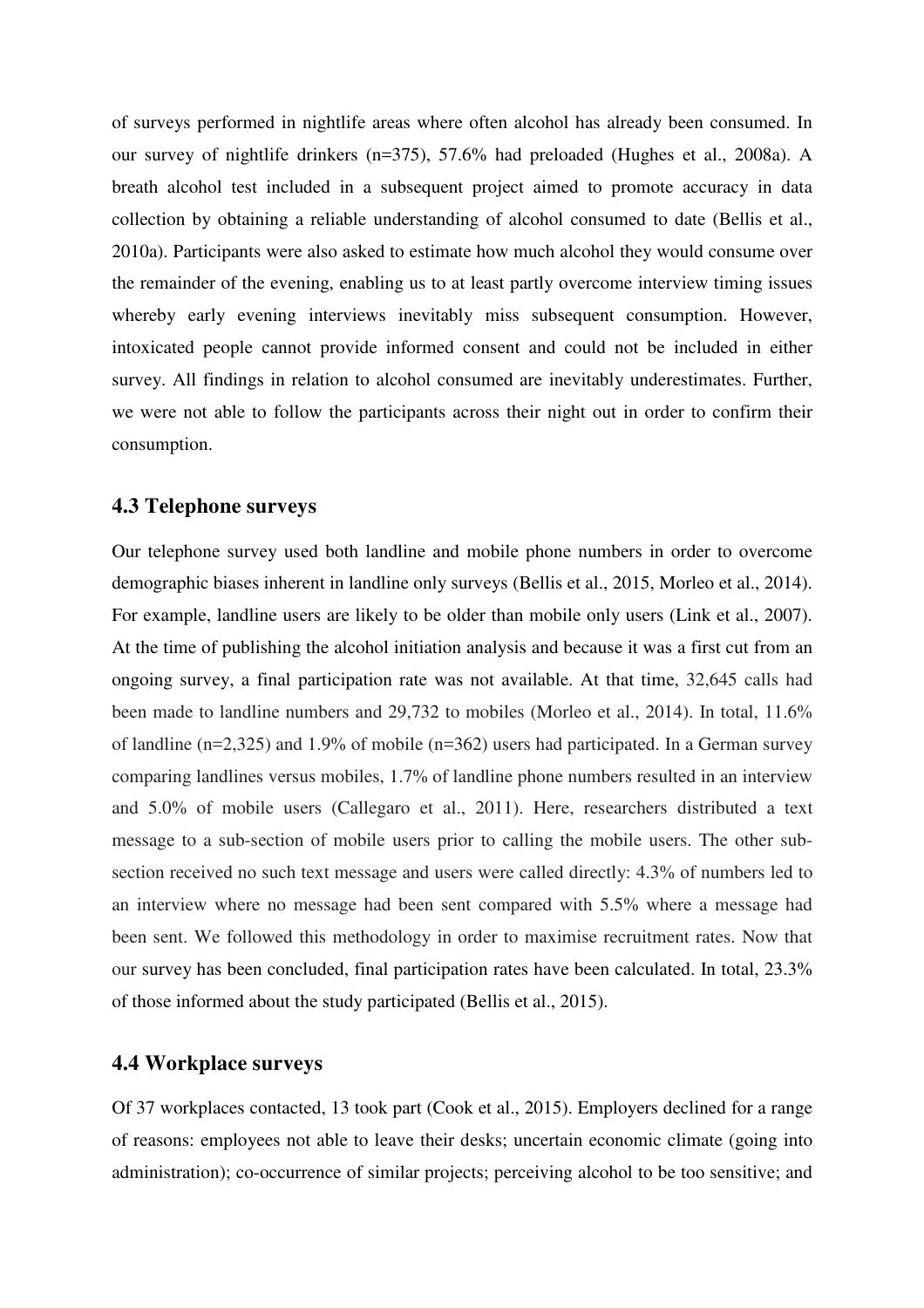of surveys performed in nightlife areas where often alcohol has already been consumed. In our survey of nightlife drinkers (n=375), 57.6% had preloaded (Hughes et al., 2008a). A breath alcohol test included in a subsequent project aimed to promote accuracy in data collection by obtaining a reliable understanding of alcohol consumed to date (Bellis et al., 2010a). Participants were also asked to estimate how much alcohol they would consume over the remainder of the evening, enabling us to at least partly overcome interview timing issues whereby early evening interviews inevitably miss subsequent consumption. However, intoxicated people cannot provide informed consent and could not be included in either survey. All findings in relation to alcohol consumed are inevitably underestimates. Further, we were not able to follow the participants across their night out in order to confirm their consumption.

### 4.3 Telephone surveys

Our telephone survey used both landline and mobile phone numbers in order to overcome demographic biases inherent in landline only surveys (Bellis et al., 2015, Morleo et al., 2014). For example, landline users are likely to be older than mobile only users (Link et al., 2007). At the time of publishing the alcohol initiation analysis and because it was a first cut from an ongoing survey, a final participation rate was not available. At that time, 32,645 calls had been made to landline numbers and 29,732 to mobiles (Morleo et al., 2014). In total, 11.6% of landline (n=2,325) and 1.9% of mobile (n=362) users had participated. In a German survey comparing landlines versus mobiles, 1.7% of landline phone numbers resulted in an interview and 5.0% of mobile users (Callegaro et al., 2011). Here, researchers distributed a text message to a sub-section of mobile users prior to calling the mobile users. The other sub-section received no such text message and users were called directly: 4.3% of numbers led to an interview where no message had been sent compared with 5.5% where a message had been sent. We followed this methodology in order to maximise recruitment rates. Now that our survey has been concluded, final participation rates have been calculated. In total, 23.3% of those informed about the study participated (Bellis et al., 2015).

### 4.4 Workplace surveys

Of 37 workplaces contacted, 13 took part (Cook et al., 2015). Employers declined for a range of reasons: employees not able to leave their desks; uncertain economic climate (going into administration); co-occurrence of similar projects; perceiving alcohol to be too sensitive; and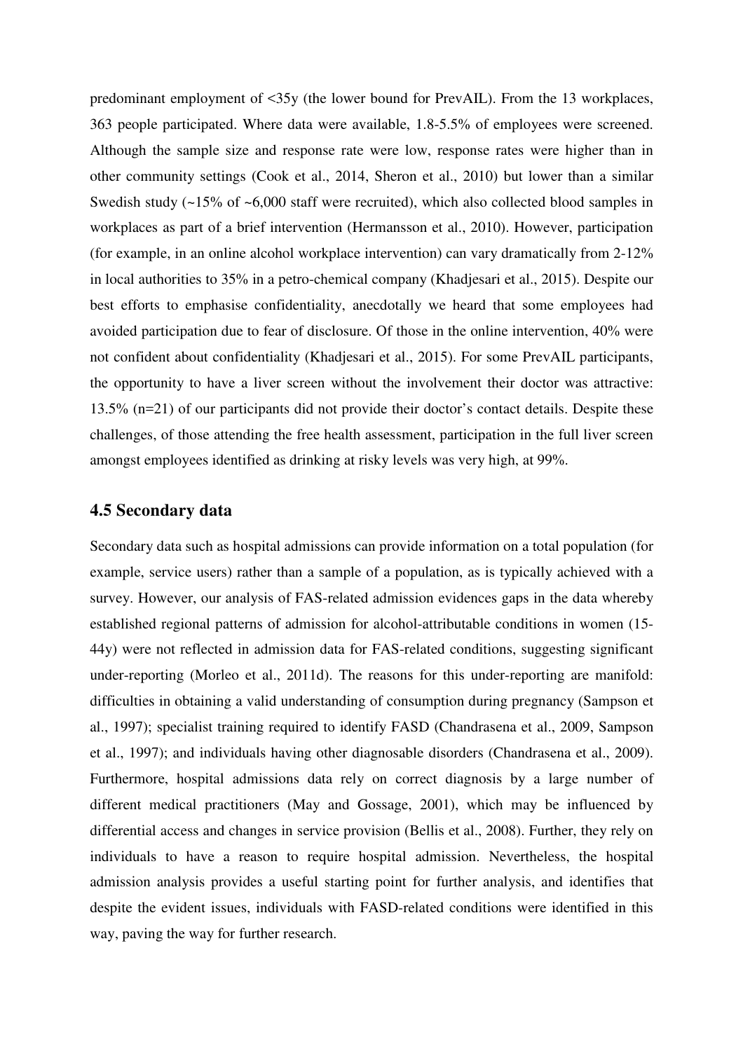predominant employment of <35y (the lower bound for PrevAIL). From the 13 workplaces, 363 people participated. Where data were available, 1.8-5.5% of employees were screened. Although the sample size and response rate were low, response rates were higher than in other community settings (Cook et al., 2014, Sheron et al., 2010) but lower than a similar Swedish study (~15% of ~6,000 staff were recruited), which also collected blood samples in workplaces as part of a brief intervention (Hermansson et al., 2010). However, participation (for example, in an online alcohol workplace intervention) can vary dramatically from 2-12% in local authorities to 35% in a petro-chemical company (Khadjesari et al., 2015). Despite our best efforts to emphasise confidentiality, anecdotally we heard that some employees had avoided participation due to fear of disclosure. Of those in the online intervention, 40% were not confident about confidentiality (Khadjesari et al., 2015). For some PrevAIL participants, the opportunity to have a liver screen without the involvement their doctor was attractive: 13.5% (n=21) of our participants did not provide their doctor's contact details. Despite these challenges, of those attending the free health assessment, participation in the full liver screen amongst employees identified as drinking at risky levels was very high, at 99%.

## 4.5 Secondary data

Secondary data such as hospital admissions can provide information on a total population (for example, service users) rather than a sample of a population, as is typically achieved with a survey. However, our analysis of FAS-related admission evidences gaps in the data whereby established regional patterns of admission for alcohol-attributable conditions in women (15-44y) were not reflected in admission data for FAS-related conditions, suggesting significant under-reporting (Morleo et al., 2011d). The reasons for this under-reporting are manifold: difficulties in obtaining a valid understanding of consumption during pregnancy (Sampson et al., 1997); specialist training required to identify FASD (Chandrasena et al., 2009, Sampson et al., 1997); and individuals having other diagnosable disorders (Chandrasena et al., 2009). Furthermore, hospital admissions data rely on correct diagnosis by a large number of different medical practitioners (May and Gossage, 2001), which may be influenced by differential access and changes in service provision (Bellis et al., 2008). Further, they rely on individuals to have a reason to require hospital admission. Nevertheless, the hospital admission analysis provides a useful starting point for further analysis, and identifies that despite the evident issues, individuals with FASD-related conditions were identified in this way, paving the way for further research.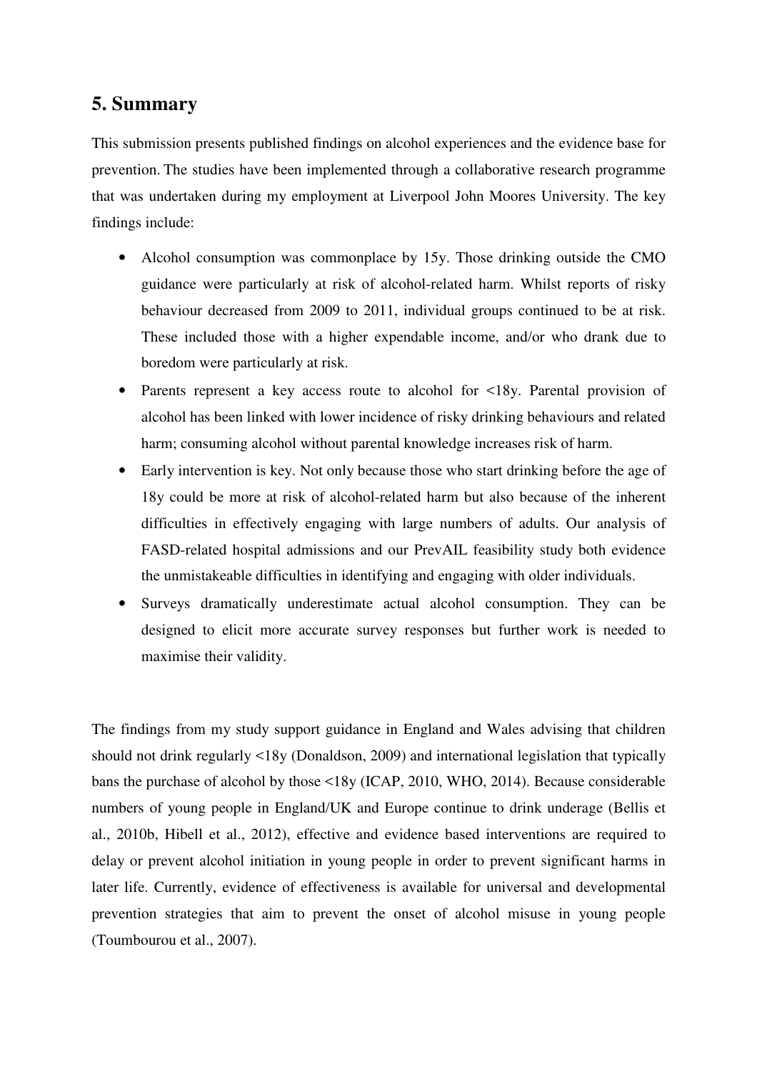## 5. Summary

This submission presents published findings on alcohol experiences and the evidence base for prevention. The studies have been implemented through a collaborative research programme that was undertaken during my employment at Liverpool John Moores University. The key findings include:

- Alcohol consumption was commonplace by 15y. Those drinking outside the CMO guidance were particularly at risk of alcohol-related harm. Whilst reports of risky behaviour decreased from 2009 to 2011, individual groups continued to be at risk. These included those with a higher expendable income, and/or who drank due to boredom were particularly at risk.
- Parents represent a key access route to alcohol for <18y. Parental provision of alcohol has been linked with lower incidence of risky drinking behaviours and related harm; consuming alcohol without parental knowledge increases risk of harm.
- Early intervention is key. Not only because those who start drinking before the age of 18y could be more at risk of alcohol-related harm but also because of the inherent difficulties in effectively engaging with large numbers of adults. Our analysis of FASD-related hospital admissions and our PrevAIL feasibility study both evidence the unmistakeable difficulties in identifying and engaging with older individuals.
- Surveys dramatically underestimate actual alcohol consumption. They can be designed to elicit more accurate survey responses but further work is needed to maximise their validity.

The findings from my study support guidance in England and Wales advising that children should not drink regularly <18y (Donaldson, 2009) and international legislation that typically bans the purchase of alcohol by those <18y (ICAP, 2010, WHO, 2014). Because considerable numbers of young people in England/UK and Europe continue to drink underage (Bellis et al., 2010b, Hibell et al., 2012), effective and evidence based interventions are required to delay or prevent alcohol initiation in young people in order to prevent significant harms in later life. Currently, evidence of effectiveness is available for universal and developmental prevention strategies that aim to prevent the onset of alcohol misuse in young people (Toumbourou et al., 2007).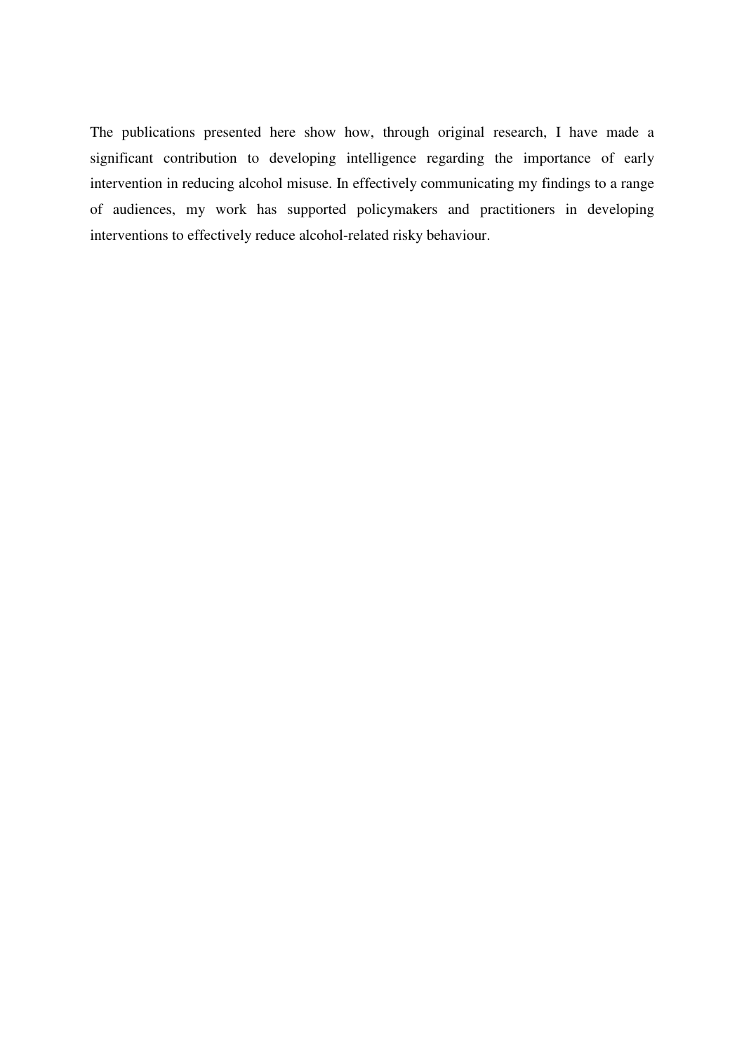The publications presented here show how, through original research, I have made a significant contribution to developing intelligence regarding the importance of early intervention in reducing alcohol misuse. In effectively communicating my findings to a range of audiences, my work has supported policymakers and practitioners in developing interventions to effectively reduce alcohol-related risky behaviour.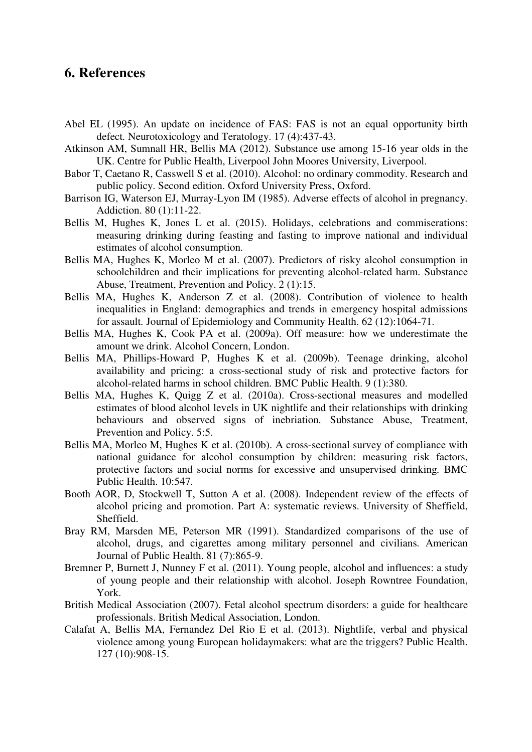## 6. References

Abel EL (1995). An update on incidence of FAS: FAS is not an equal opportunity birth defect. Neurotoxicology and Teratology. 17 (4):437-43.

Atkinson AM, Sumnall HR, Bellis MA (2012). Substance use among 15-16 year olds in the UK. Centre for Public Health, Liverpool John Moores University, Liverpool.

Babor T, Caetano R, Casswell S et al. (2010). Alcohol: no ordinary commodity. Research and public policy. Second edition. Oxford University Press, Oxford.

Barrison IG, Waterson EJ, Murray-Lyon IM (1985). Adverse effects of alcohol in pregnancy. Addiction. 80 (1):11-22.

Bellis M, Hughes K, Jones L et al. (2015). Holidays, celebrations and commiserations: measuring drinking during feasting and fasting to improve national and individual estimates of alcohol consumption.

Bellis MA, Hughes K, Morleo M et al. (2007). Predictors of risky alcohol consumption in schoolchildren and their implications for preventing alcohol-related harm. Substance Abuse, Treatment, Prevention and Policy. 2 (1):15.

Bellis MA, Hughes K, Anderson Z et al. (2008). Contribution of violence to health inequalities in England: demographics and trends in emergency hospital admissions for assault. Journal of Epidemiology and Community Health. 62 (12):1064-71.

Bellis MA, Hughes K, Cook PA et al. (2009a). Off measure: how we underestimate the amount we drink. Alcohol Concern, London.

Bellis MA, Phillips-Howard P, Hughes K et al. (2009b). Teenage drinking, alcohol availability and pricing: a cross-sectional study of risk and protective factors for alcohol-related harms in school children. BMC Public Health. 9 (1):380.

Bellis MA, Hughes K, Quigg Z et al. (2010a). Cross-sectional measures and modelled estimates of blood alcohol levels in UK nightlife and their relationships with drinking behaviours and observed signs of inebriation. Substance Abuse, Treatment, Prevention and Policy. 5:5.

Bellis MA, Morleo M, Hughes K et al. (2010b). A cross-sectional survey of compliance with national guidance for alcohol consumption by children: measuring risk factors, protective factors and social norms for excessive and unsupervised drinking. BMC Public Health. 10:547.

Booth AOR, D, Stockwell T, Sutton A et al. (2008). Independent review of the effects of alcohol pricing and promotion. Part A: systematic reviews. University of Sheffield, Sheffield.

Bray RM, Marsden ME, Peterson MR (1991). Standardized comparisons of the use of alcohol, drugs, and cigarettes among military personnel and civilians. American Journal of Public Health. 81 (7):865-9.

Bremner P, Burnett J, Nunney F et al. (2011). Young people, alcohol and influences: a study of young people and their relationship with alcohol. Joseph Rowntree Foundation, York.

British Medical Association (2007). Fetal alcohol spectrum disorders: a guide for healthcare professionals. British Medical Association, London.

Calafat A, Bellis MA, Fernandez Del Rio E et al. (2013). Nightlife, verbal and physical violence among young European holidaymakers: what are the triggers? Public Health. 127 (10):908-15.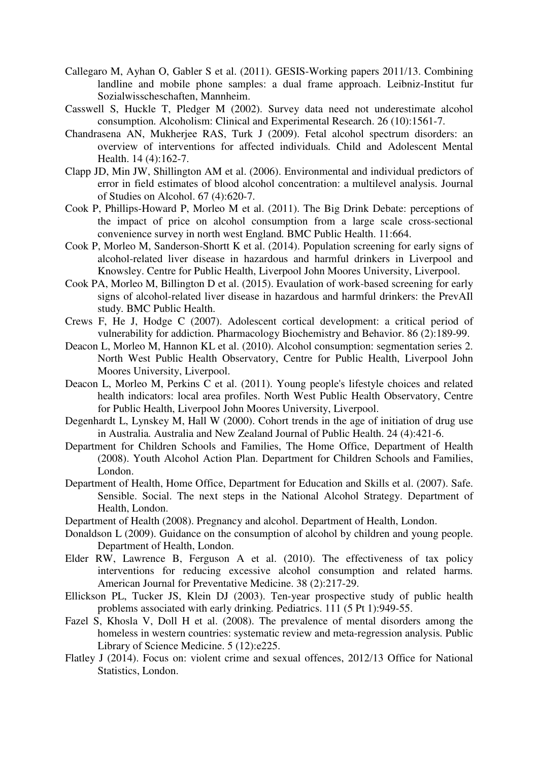Callegaro M, Ayhan O, Gabler S et al. (2011). GESIS-Working papers 2011/13. Combining landline and mobile phone samples: a dual frame approach. Leibniz-Institut fur Sozialwisscheschaften, Mannheim.

Casswell S, Huckle T, Pledger M (2002). Survey data need not underestimate alcohol consumption. Alcoholism: Clinical and Experimental Research. 26 (10):1561-7.

Chandrasena AN, Mukherjee RAS, Turk J (2009). Fetal alcohol spectrum disorders: an overview of interventions for affected individuals. Child and Adolescent Mental Health. 14 (4):162-7.

Clapp JD, Min JW, Shillington AM et al. (2006). Environmental and individual predictors of error in field estimates of blood alcohol concentration: a multilevel analysis. Journal of Studies on Alcohol. 67 (4):620-7.

Cook P, Phillips-Howard P, Morleo M et al. (2011). The Big Drink Debate: perceptions of the impact of price on alcohol consumption from a large scale cross-sectional convenience survey in north west England. BMC Public Health. 11:664.

Cook P, Morleo M, Sanderson-Shortt K et al. (2014). Population screening for early signs of alcohol-related liver disease in hazardous and harmful drinkers in Liverpool and Knowsley. Centre for Public Health, Liverpool John Moores University, Liverpool.

Cook PA, Morleo M, Billington D et al. (2015). Evaulation of work-based screening for early signs of alcohol-related liver disease in hazardous and harmful drinkers: the PrevAIl study. BMC Public Health.

Crews F, He J, Hodge C (2007). Adolescent cortical development: a critical period of vulnerability for addiction. Pharmacology Biochemistry and Behavior. 86 (2):189-99.

Deacon L, Morleo M, Hannon KL et al. (2010). Alcohol consumption: segmentation series 2. North West Public Health Observatory, Centre for Public Health, Liverpool John Moores University, Liverpool.

Deacon L, Morleo M, Perkins C et al. (2011). Young people's lifestyle choices and related health indicators: local area profiles. North West Public Health Observatory, Centre for Public Health, Liverpool John Moores University, Liverpool.

Degenhardt L, Lynskey M, Hall W (2000). Cohort trends in the age of initiation of drug use in Australia. Australia and New Zealand Journal of Public Health. 24 (4):421-6.

Department for Children Schools and Families, The Home Office, Department of Health (2008). Youth Alcohol Action Plan. Department for Children Schools and Families, London.

Department of Health, Home Office, Department for Education and Skills et al. (2007). Safe. Sensible. Social. The next steps in the National Alcohol Strategy. Department of Health, London.

Department of Health (2008). Pregnancy and alcohol. Department of Health, London.

Donaldson L (2009). Guidance on the consumption of alcohol by children and young people. Department of Health, London.

Elder RW, Lawrence B, Ferguson A et al. (2010). The effectiveness of tax policy interventions for reducing excessive alcohol consumption and related harms. American Journal for Preventative Medicine. 38 (2):217-29.

Ellickson PL, Tucker JS, Klein DJ (2003). Ten-year prospective study of public health problems associated with early drinking. Pediatrics. 111 (5 Pt 1):949-55.

Fazel S, Khosla V, Doll H et al. (2008). The prevalence of mental disorders among the homeless in western countries: systematic review and meta-regression analysis. Public Library of Science Medicine. 5 (12):e225.

Flatley J (2014). Focus on: violent crime and sexual offences, 2012/13 Office for National Statistics, London.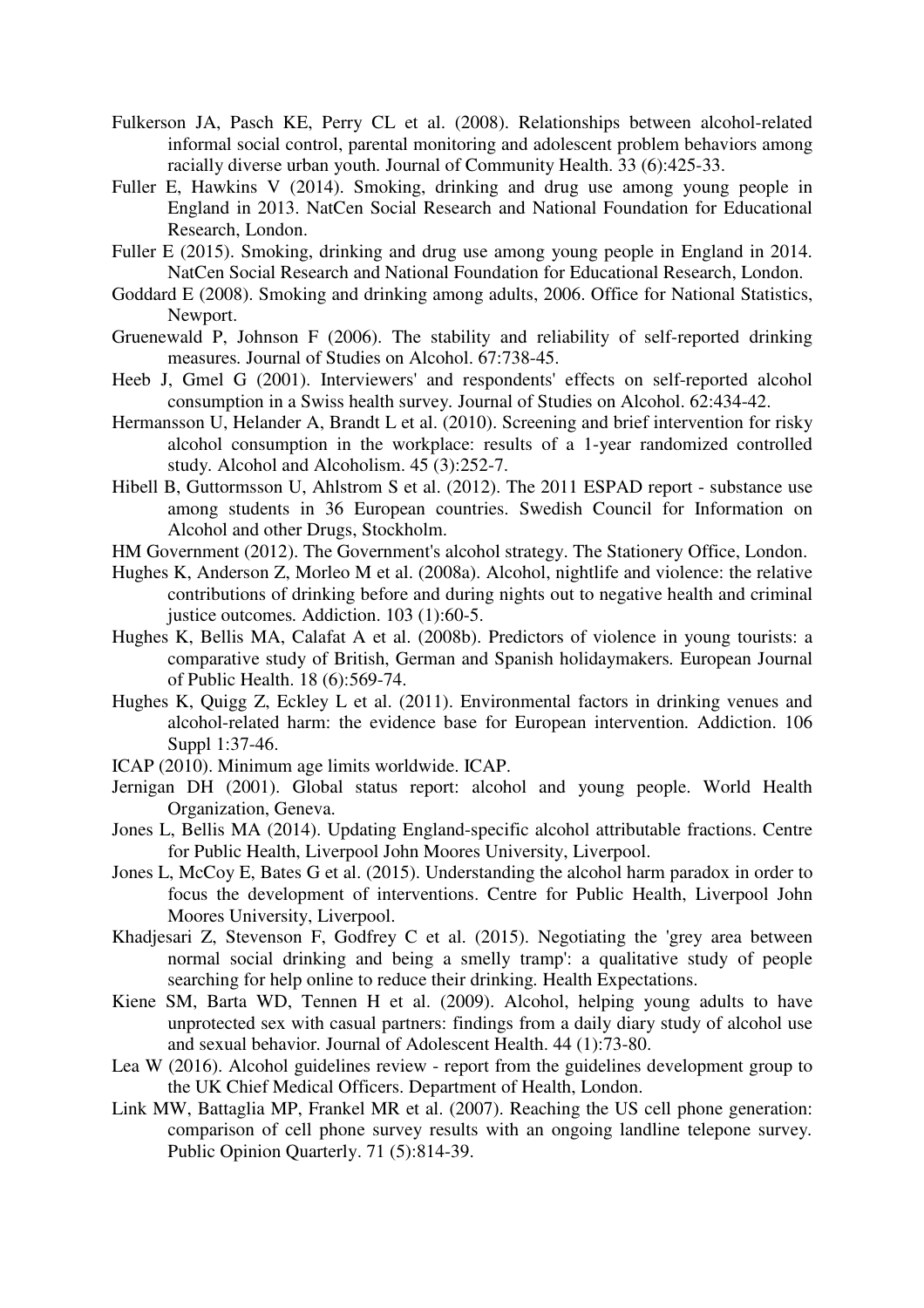Fulkerson JA, Pasch KE, Perry CL et al. (2008). Relationships between alcohol-related informal social control, parental monitoring and adolescent problem behaviors among racially diverse urban youth. Journal of Community Health. 33 (6):425-33.

Fuller E, Hawkins V (2014). Smoking, drinking and drug use among young people in England in 2013. NatCen Social Research and National Foundation for Educational Research, London.

Fuller E (2015). Smoking, drinking and drug use among young people in England in 2014. NatCen Social Research and National Foundation for Educational Research, London.

Goddard E (2008). Smoking and drinking among adults, 2006. Office for National Statistics, Newport.

Gruenewald P, Johnson F (2006). The stability and reliability of self-reported drinking measures. Journal of Studies on Alcohol. 67:738-45.

Heeb J, Gmel G (2001). Interviewers' and respondents' effects on self-reported alcohol consumption in a Swiss health survey. Journal of Studies on Alcohol. 62:434-42.

Hermansson U, Helander A, Brandt L et al. (2010). Screening and brief intervention for risky alcohol consumption in the workplace: results of a 1-year randomized controlled study. Alcohol and Alcoholism. 45 (3):252-7.

Hibell B, Guttormsson U, Ahlstrom S et al. (2012). The 2011 ESPAD report - substance use among students in 36 European countries. Swedish Council for Information on Alcohol and other Drugs, Stockholm.

HM Government (2012). The Government's alcohol strategy. The Stationery Office, London.

Hughes K, Anderson Z, Morleo M et al. (2008a). Alcohol, nightlife and violence: the relative contributions of drinking before and during nights out to negative health and criminal justice outcomes. Addiction. 103 (1):60-5.

Hughes K, Bellis MA, Calafat A et al. (2008b). Predictors of violence in young tourists: a comparative study of British, German and Spanish holidaymakers. European Journal of Public Health. 18 (6):569-74.

Hughes K, Quigg Z, Eckley L et al. (2011). Environmental factors in drinking venues and alcohol-related harm: the evidence base for European intervention. Addiction. 106 Suppl 1:37-46.

ICAP (2010). Minimum age limits worldwide. ICAP.

Jernigan DH (2001). Global status report: alcohol and young people. World Health Organization, Geneva.

Jones L, Bellis MA (2014). Updating England-specific alcohol attributable fractions. Centre for Public Health, Liverpool John Moores University, Liverpool.

Jones L, McCoy E, Bates G et al. (2015). Understanding the alcohol harm paradox in order to focus the development of interventions. Centre for Public Health, Liverpool John Moores University, Liverpool.

Khadjesari Z, Stevenson F, Godfrey C et al. (2015). Negotiating the 'grey area between normal social drinking and being a smelly tramp': a qualitative study of people searching for help online to reduce their drinking. Health Expectations.

Kiene SM, Barta WD, Tennen H et al. (2009). Alcohol, helping young adults to have unprotected sex with casual partners: findings from a daily diary study of alcohol use and sexual behavior. Journal of Adolescent Health. 44 (1):73-80.

Lea W (2016). Alcohol guidelines review - report from the guidelines development group to the UK Chief Medical Officers. Department of Health, London.

Link MW, Battaglia MP, Frankel MR et al. (2007). Reaching the US cell phone generation: comparison of cell phone survey results with an ongoing landline telepone survey. Public Opinion Quarterly. 71 (5):814-39.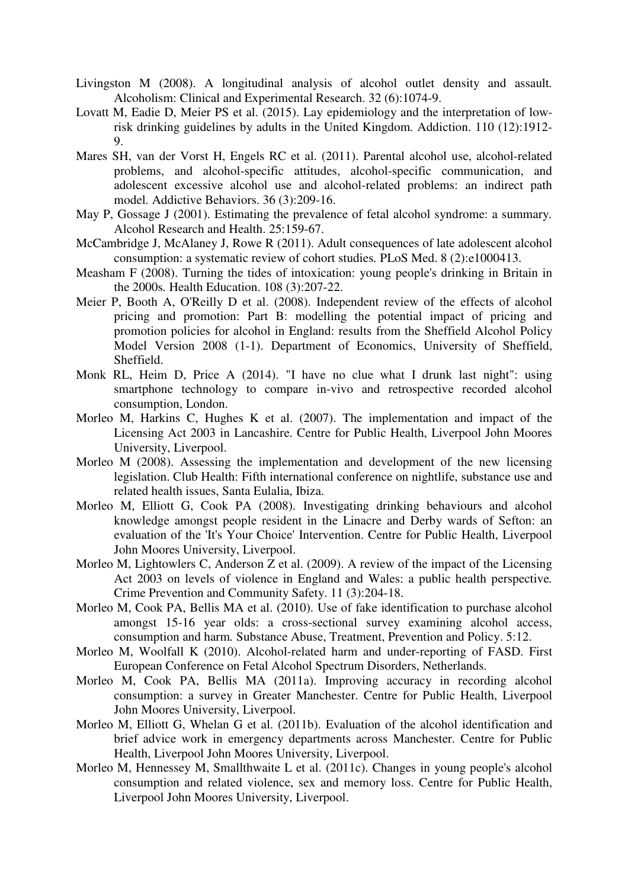Livingston M (2008). A longitudinal analysis of alcohol outlet density and assault. Alcoholism: Clinical and Experimental Research. 32 (6):1074-9.

Lovatt M, Eadie D, Meier PS et al. (2015). Lay epidemiology and the interpretation of low-risk drinking guidelines by adults in the United Kingdom. Addiction. 110 (12):1912-9.

Mares SH, van der Vorst H, Engels RC et al. (2011). Parental alcohol use, alcohol-related problems, and alcohol-specific attitudes, alcohol-specific communication, and adolescent excessive alcohol use and alcohol-related problems: an indirect path model. Addictive Behaviors. 36 (3):209-16.

May P, Gossage J (2001). Estimating the prevalence of fetal alcohol syndrome: a summary. Alcohol Research and Health. 25:159-67.

McCambridge J, McAlaney J, Rowe R (2011). Adult consequences of late adolescent alcohol consumption: a systematic review of cohort studies. PLoS Med. 8 (2):e1000413.

Measham F (2008). Turning the tides of intoxication: young people's drinking in Britain in the 2000s. Health Education. 108 (3):207-22.

Meier P, Booth A, O'Reilly D et al. (2008). Independent review of the effects of alcohol pricing and promotion: Part B: modelling the potential impact of pricing and promotion policies for alcohol in England: results from the Sheffield Alcohol Policy Model Version 2008 (1-1). Department of Economics, University of Sheffield, Sheffield.

Monk RL, Heim D, Price A (2014). "I have no clue what I drunk last night": using smartphone technology to compare in-vivo and retrospective recorded alcohol consumption, London.

Morleo M, Harkins C, Hughes K et al. (2007). The implementation and impact of the Licensing Act 2003 in Lancashire. Centre for Public Health, Liverpool John Moores University, Liverpool.

Morleo M (2008). Assessing the implementation and development of the new licensing legislation. Club Health: Fifth international conference on nightlife, substance use and related health issues, Santa Eulalia, Ibiza.

Morleo M, Elliott G, Cook PA (2008). Investigating drinking behaviours and alcohol knowledge amongst people resident in the Linacre and Derby wards of Sefton: an evaluation of the 'It's Your Choice' Intervention. Centre for Public Health, Liverpool John Moores University, Liverpool.

Morleo M, Lightowlers C, Anderson Z et al. (2009). A review of the impact of the Licensing Act 2003 on levels of violence in England and Wales: a public health perspective. Crime Prevention and Community Safety. 11 (3):204-18.

Morleo M, Cook PA, Bellis MA et al. (2010). Use of fake identification to purchase alcohol amongst 15-16 year olds: a cross-sectional survey examining alcohol access, consumption and harm. Substance Abuse, Treatment, Prevention and Policy. 5:12.

Morleo M, Woolfall K (2010). Alcohol-related harm and under-reporting of FASD. First European Conference on Fetal Alcohol Spectrum Disorders, Netherlands.

Morleo M, Cook PA, Bellis MA (2011a). Improving accuracy in recording alcohol consumption: a survey in Greater Manchester. Centre for Public Health, Liverpool John Moores University, Liverpool.

Morleo M, Elliott G, Whelan G et al. (2011b). Evaluation of the alcohol identification and brief advice work in emergency departments across Manchester. Centre for Public Health, Liverpool John Moores University, Liverpool.

Morleo M, Hennessey M, Smallthwaite L et al. (2011c). Changes in young people's alcohol consumption and related violence, sex and memory loss. Centre for Public Health, Liverpool John Moores University, Liverpool.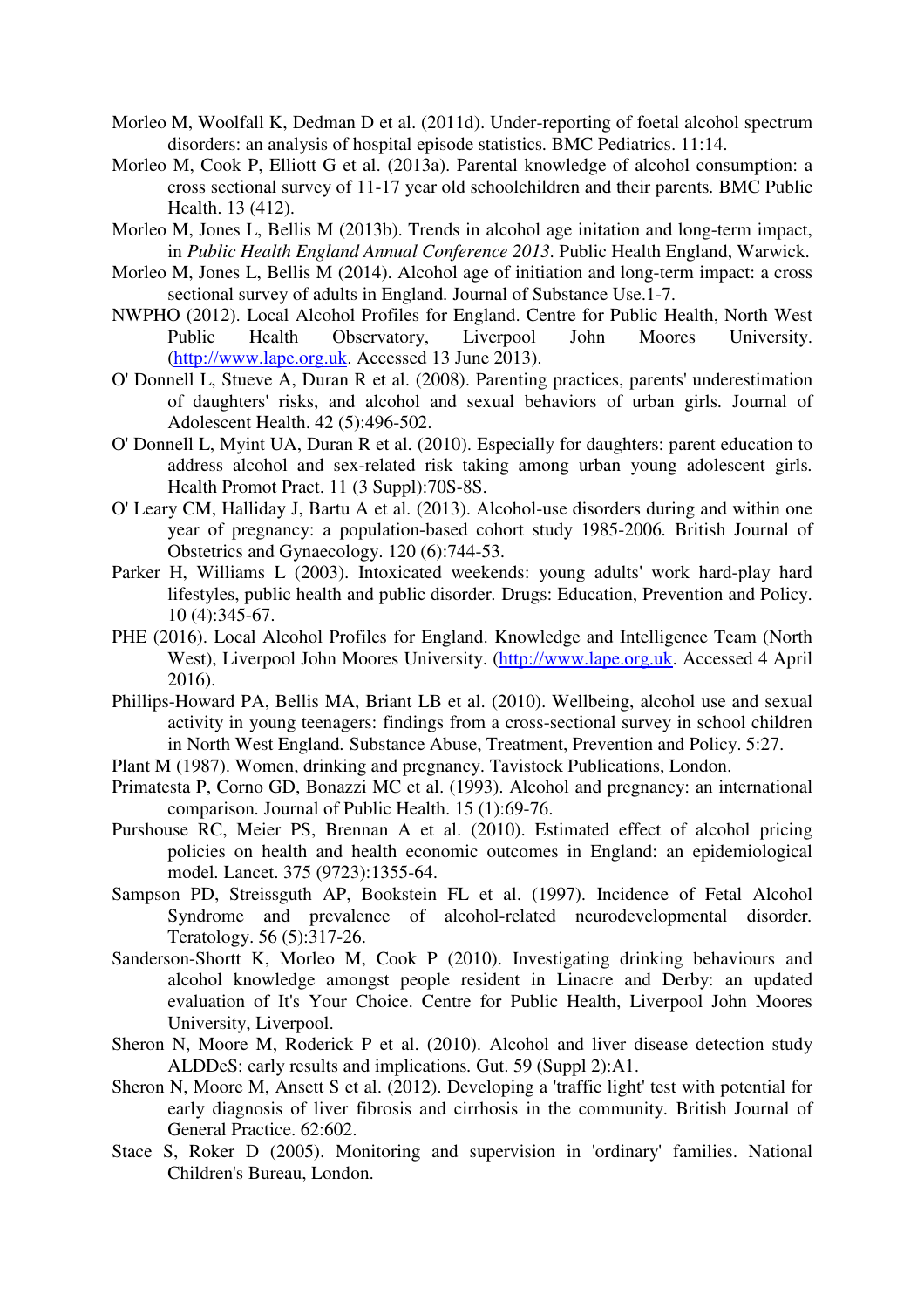Morleo M, Woolfall K, Dedman D et al. (2011d). Under-reporting of foetal alcohol spectrum disorders: an analysis of hospital episode statistics. BMC Pediatrics. 11:14.

Morleo M, Cook P, Elliott G et al. (2013a). Parental knowledge of alcohol consumption: a cross sectional survey of 11-17 year old schoolchildren and their parents. BMC Public Health. 13 (412).

Morleo M, Jones L, Bellis M (2013b). Trends in alcohol age initation and long-term impact, in *Public Health England Annual Conference 2013*. Public Health England, Warwick.

Morleo M, Jones L, Bellis M (2014). Alcohol age of initiation and long-term impact: a cross sectional survey of adults in England. Journal of Substance Use.1-7.

NWPHO (2012). Local Alcohol Profiles for England. Centre for Public Health, North West Public Health Observatory, Liverpool John Moores University. (http://www.lape.org.uk. Accessed 13 June 2013).

O' Donnell L, Stueve A, Duran R et al. (2008). Parenting practices, parents' underestimation of daughters' risks, and alcohol and sexual behaviors of urban girls. Journal of Adolescent Health. 42 (5):496-502.

O' Donnell L, Myint UA, Duran R et al. (2010). Especially for daughters: parent education to address alcohol and sex-related risk taking among urban young adolescent girls. Health Promot Pract. 11 (3 Suppl):70S-8S.

O' Leary CM, Halliday J, Bartu A et al. (2013). Alcohol-use disorders during and within one year of pregnancy: a population-based cohort study 1985-2006. British Journal of Obstetrics and Gynaecology. 120 (6):744-53.

Parker H, Williams L (2003). Intoxicated weekends: young adults' work hard-play hard lifestyles, public health and public disorder. Drugs: Education, Prevention and Policy. 10 (4):345-67.

PHE (2016). Local Alcohol Profiles for England. Knowledge and Intelligence Team (North West), Liverpool John Moores University. (http://www.lape.org.uk. Accessed 4 April 2016).

Phillips-Howard PA, Bellis MA, Briant LB et al. (2010). Wellbeing, alcohol use and sexual activity in young teenagers: findings from a cross-sectional survey in school children in North West England. Substance Abuse, Treatment, Prevention and Policy. 5:27.

Plant M (1987). Women, drinking and pregnancy. Tavistock Publications, London.

Primatesta P, Corno GD, Bonazzi MC et al. (1993). Alcohol and pregnancy: an international comparison. Journal of Public Health. 15 (1):69-76.

Purshouse RC, Meier PS, Brennan A et al. (2010). Estimated effect of alcohol pricing policies on health and health economic outcomes in England: an epidemiological model. Lancet. 375 (9723):1355-64.

Sampson PD, Streissguth AP, Bookstein FL et al. (1997). Incidence of Fetal Alcohol Syndrome and prevalence of alcohol-related neurodevelopmental disorder. Teratology. 56 (5):317-26.

Sanderson-Shortt K, Morleo M, Cook P (2010). Investigating drinking behaviours and alcohol knowledge amongst people resident in Linacre and Derby: an updated evaluation of It's Your Choice. Centre for Public Health, Liverpool John Moores University, Liverpool.

Sheron N, Moore M, Roderick P et al. (2010). Alcohol and liver disease detection study ALDDeS: early results and implications. Gut. 59 (Suppl 2):A1.

Sheron N, Moore M, Ansett S et al. (2012). Developing a 'traffic light' test with potential for early diagnosis of liver fibrosis and cirrhosis in the community. British Journal of General Practice. 62:602.

Stace S, Roker D (2005). Monitoring and supervision in 'ordinary' families. National Children's Bureau, London.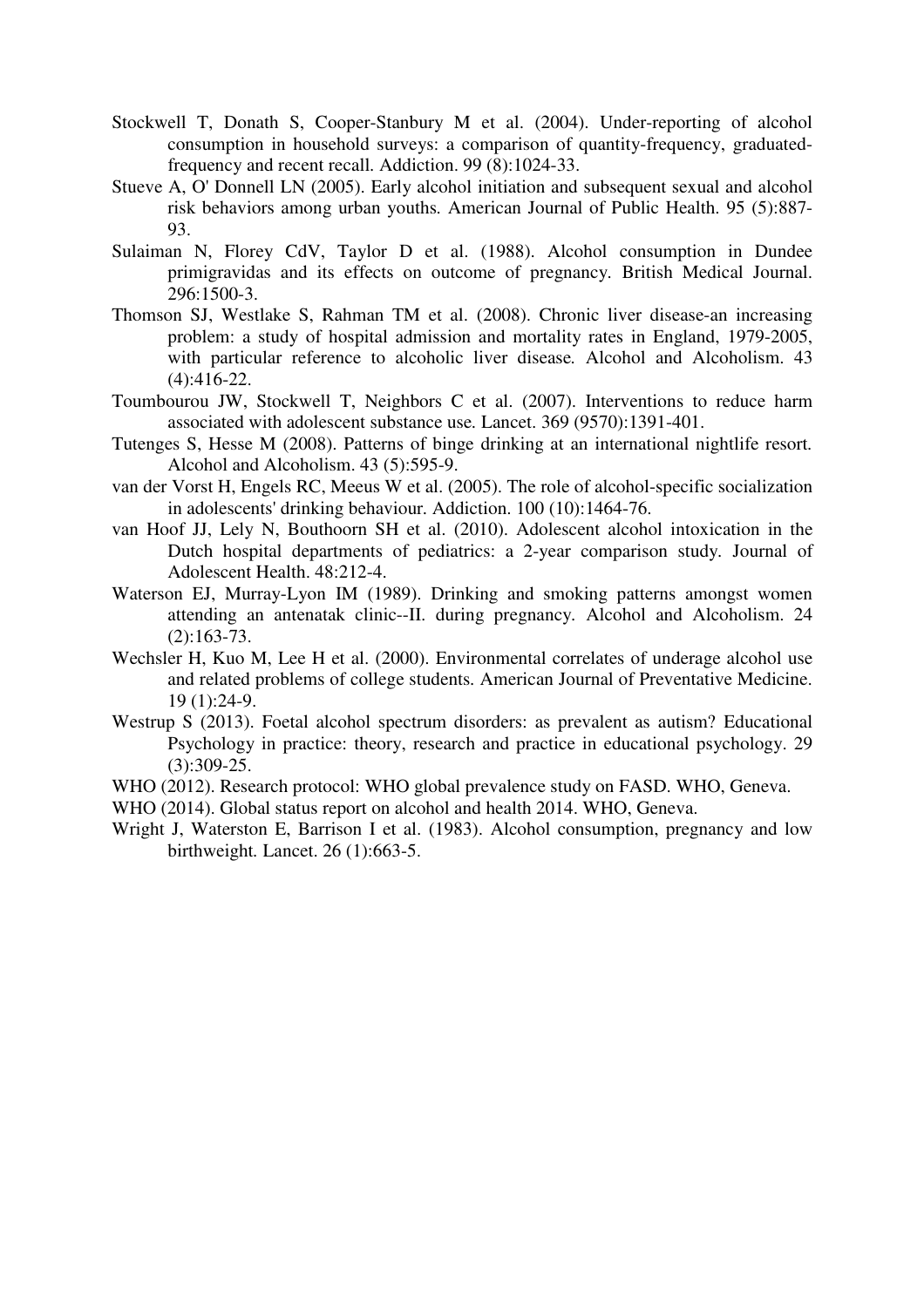Stockwell T, Donath S, Cooper-Stanbury M et al. (2004). Under-reporting of alcohol consumption in household surveys: a comparison of quantity-frequency, graduated-frequency and recent recall. Addiction. 99 (8):1024-33.

Stueve A, O' Donnell LN (2005). Early alcohol initiation and subsequent sexual and alcohol risk behaviors among urban youths. American Journal of Public Health. 95 (5):887-93.

Sulaiman N, Florey CdV, Taylor D et al. (1988). Alcohol consumption in Dundee primigravidas and its effects on outcome of pregnancy. British Medical Journal. 296:1500-3.

Thomson SJ, Westlake S, Rahman TM et al. (2008). Chronic liver disease-an increasing problem: a study of hospital admission and mortality rates in England, 1979-2005, with particular reference to alcoholic liver disease. Alcohol and Alcoholism. 43 (4):416-22.

Toumbourou JW, Stockwell T, Neighbors C et al. (2007). Interventions to reduce harm associated with adolescent substance use. Lancet. 369 (9570):1391-401.

Tutenges S, Hesse M (2008). Patterns of binge drinking at an international nightlife resort. Alcohol and Alcoholism. 43 (5):595-9.

van der Vorst H, Engels RC, Meeus W et al. (2005). The role of alcohol-specific socialization in adolescents' drinking behaviour. Addiction. 100 (10):1464-76.

van Hoof JJ, Lely N, Bouthoorn SH et al. (2010). Adolescent alcohol intoxication in the Dutch hospital departments of pediatrics: a 2-year comparison study. Journal of Adolescent Health. 48:212-4.

Waterson EJ, Murray-Lyon IM (1989). Drinking and smoking patterns amongst women attending an antenatak clinic--II. during pregnancy. Alcohol and Alcoholism. 24 (2):163-73.

Wechsler H, Kuo M, Lee H et al. (2000). Environmental correlates of underage alcohol use and related problems of college students. American Journal of Preventative Medicine. 19 (1):24-9.

Westrup S (2013). Foetal alcohol spectrum disorders: as prevalent as autism? Educational Psychology in practice: theory, research and practice in educational psychology. 29 (3):309-25.

WHO (2012). Research protocol: WHO global prevalence study on FASD. WHO, Geneva.

WHO (2014). Global status report on alcohol and health 2014. WHO, Geneva.

Wright J, Waterston E, Barrison I et al. (1983). Alcohol consumption, pregnancy and low birthweight. Lancet. 26 (1):663-5.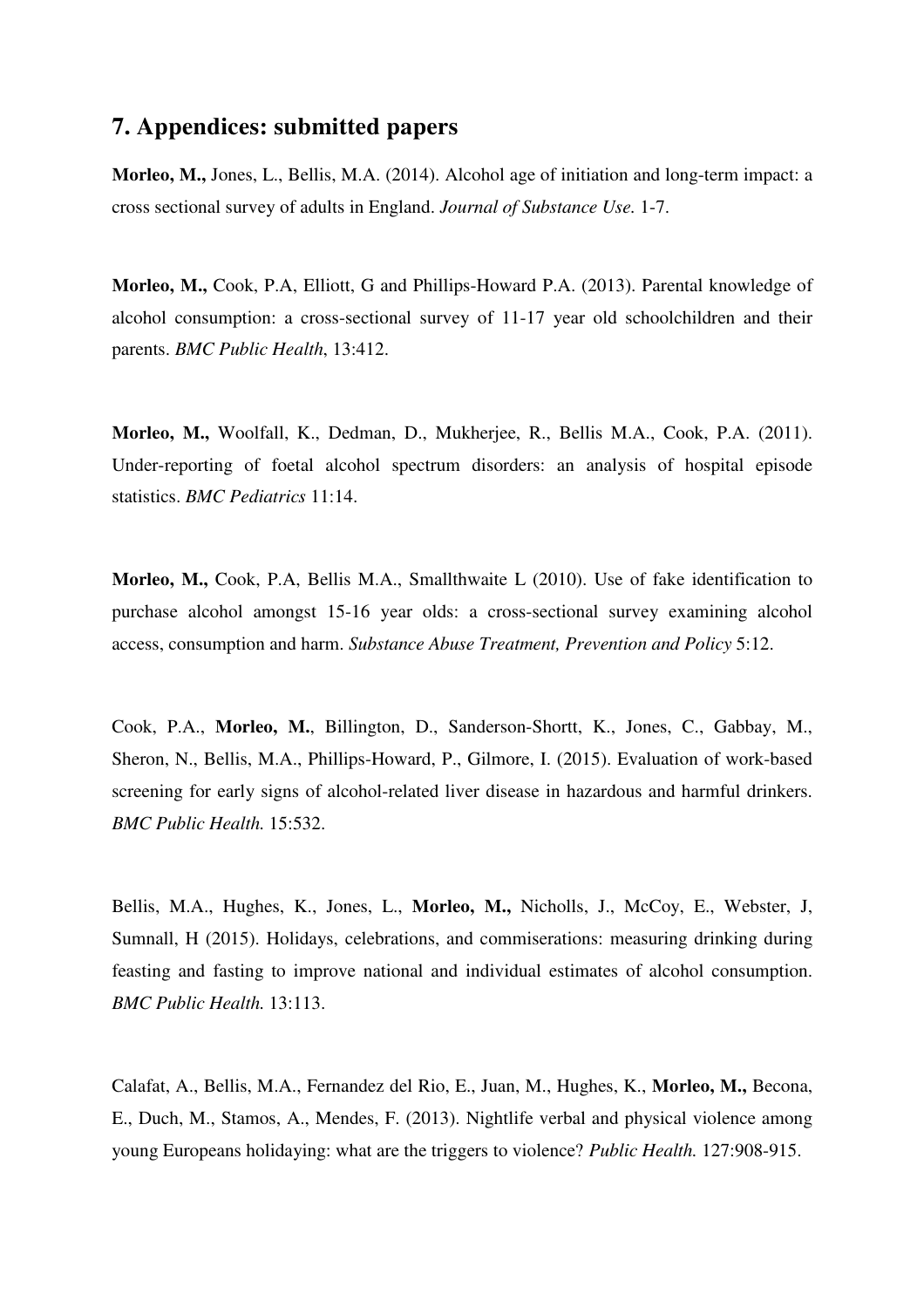## 7. Appendices: submitted papers

**Morleo, M.,** Jones, L., Bellis, M.A. (2014). Alcohol age of initiation and long-term impact: a cross sectional survey of adults in England. *Journal of Substance Use.* 1-7.

**Morleo, M.,** Cook, P.A, Elliott, G and Phillips-Howard P.A. (2013). Parental knowledge of alcohol consumption: a cross-sectional survey of 11-17 year old schoolchildren and their parents. *BMC Public Health*, 13:412.

**Morleo, M.,** Woolfall, K., Dedman, D., Mukherjee, R., Bellis M.A., Cook, P.A. (2011). Under-reporting of foetal alcohol spectrum disorders: an analysis of hospital episode statistics. *BMC Pediatrics* 11:14.

**Morleo, M.,** Cook, P.A, Bellis M.A., Smallthwaite L (2010). Use of fake identification to purchase alcohol amongst 15-16 year olds: a cross-sectional survey examining alcohol access, consumption and harm. *Substance Abuse Treatment, Prevention and Policy* 5:12.

Cook, P.A., **Morleo, M.**, Billington, D., Sanderson-Shortt, K., Jones, C., Gabbay, M., Sheron, N., Bellis, M.A., Phillips-Howard, P., Gilmore, I. (2015). Evaluation of work-based screening for early signs of alcohol-related liver disease in hazardous and harmful drinkers. *BMC Public Health.* 15:532.

Bellis, M.A., Hughes, K., Jones, L., **Morleo, M.,** Nicholls, J., McCoy, E., Webster, J, Sumnall, H (2015). Holidays, celebrations, and commiserations: measuring drinking during feasting and fasting to improve national and individual estimates of alcohol consumption. *BMC Public Health.* 13:113.

Calafat, A., Bellis, M.A., Fernandez del Rio, E., Juan, M., Hughes, K., **Morleo, M.,** Becona, E., Duch, M., Stamos, A., Mendes, F. (2013). Nightlife verbal and physical violence among young Europeans holidaying: what are the triggers to violence? *Public Health.* 127:908-915.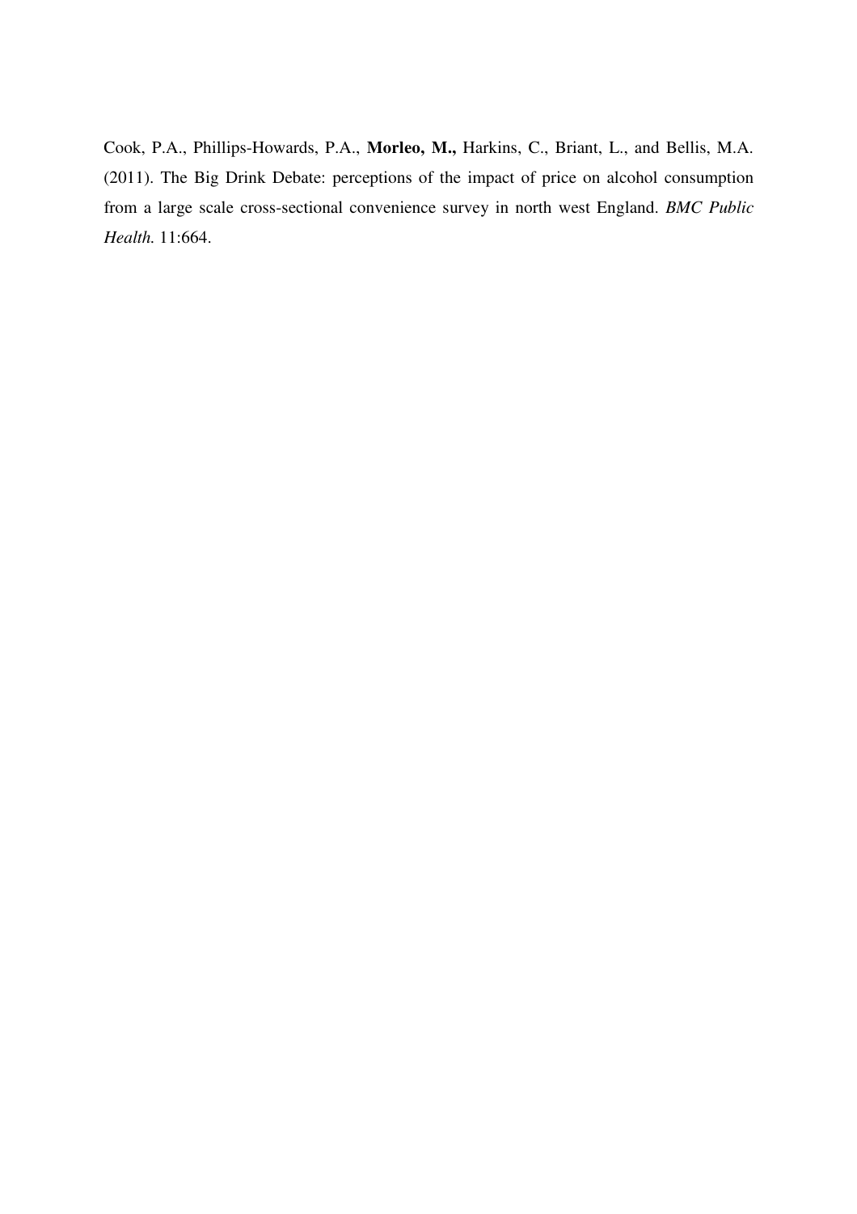Cook, P.A., Phillips-Howards, P.A., **Morleo, M.,** Harkins, C., Briant, L., and Bellis, M.A. (2011). The Big Drink Debate: perceptions of the impact of price on alcohol consumption from a large scale cross-sectional convenience survey in north west England. *BMC Public Health.* 11:664.